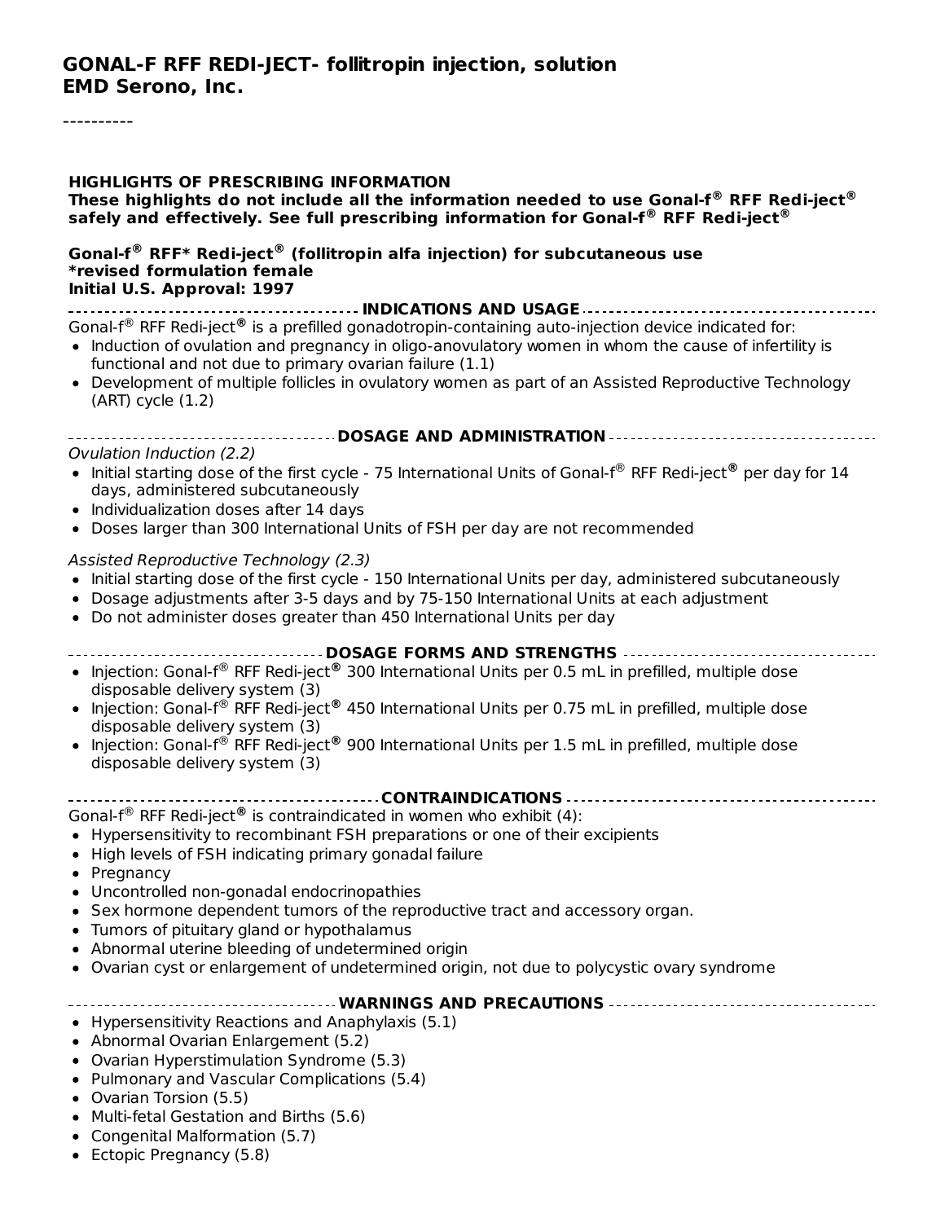# GONAL-F RFF REDI-JECT- follitropin injection, solution
**EMD Serono, Inc.**

----------

**HIGHLIGHTS OF PRESCRIBING INFORMATION**
**These highlights do not include all the information needed to use Gonal-f® RFF Redi-ject® safely and effectively. See full prescribing information for Gonal-f® RFF Redi-ject®**

**Gonal-f® RFF* Redi-ject® (follitropin alfa injection) for subcutaneous use**
***revised formulation female**
**Initial U.S. Approval: 1997**

## INDICATIONS AND USAGE

Gonal-f® RFF Redi-ject® is a prefilled gonadotropin-containing auto-injection device indicated for:

- Induction of ovulation and pregnancy in oligo-anovulatory women in whom the cause of infertility is functional and not due to primary ovarian failure (1.1)
- Development of multiple follicles in ovulatory women as part of an Assisted Reproductive Technology (ART) cycle (1.2)

## DOSAGE AND ADMINISTRATION

*Ovulation Induction (2.2)*

- Initial starting dose of the first cycle - 75 International Units of Gonal-f® RFF Redi-ject® per day for 14 days, administered subcutaneously
- Individualization doses after 14 days
- Doses larger than 300 International Units of FSH per day are not recommended

*Assisted Reproductive Technology (2.3)*

- Initial starting dose of the first cycle - 150 International Units per day, administered subcutaneously
- Dosage adjustments after 3-5 days and by 75-150 International Units at each adjustment
- Do not administer doses greater than 450 International Units per day

## DOSAGE FORMS AND STRENGTHS

- Injection: Gonal-f® RFF Redi-ject® 300 International Units per 0.5 mL in prefilled, multiple dose disposable delivery system (3)
- Injection: Gonal-f® RFF Redi-ject® 450 International Units per 0.75 mL in prefilled, multiple dose disposable delivery system (3)
- Injection: Gonal-f® RFF Redi-ject® 900 International Units per 1.5 mL in prefilled, multiple dose disposable delivery system (3)

## CONTRAINDICATIONS

Gonal-f® RFF Redi-ject® is contraindicated in women who exhibit (4):

- Hypersensitivity to recombinant FSH preparations or one of their excipients
- High levels of FSH indicating primary gonadal failure
- Pregnancy
- Uncontrolled non-gonadal endocrinopathies
- Sex hormone dependent tumors of the reproductive tract and accessory organ.
- Tumors of pituitary gland or hypothalamus
- Abnormal uterine bleeding of undetermined origin
- Ovarian cyst or enlargement of undetermined origin, not due to polycystic ovary syndrome

## WARNINGS AND PRECAUTIONS

- Hypersensitivity Reactions and Anaphylaxis (5.1)
- Abnormal Ovarian Enlargement (5.2)
- Ovarian Hyperstimulation Syndrome (5.3)
- Pulmonary and Vascular Complications (5.4)
- Ovarian Torsion (5.5)
- Multi-fetal Gestation and Births (5.6)
- Congenital Malformation (5.7)
- Ectopic Pregnancy (5.8)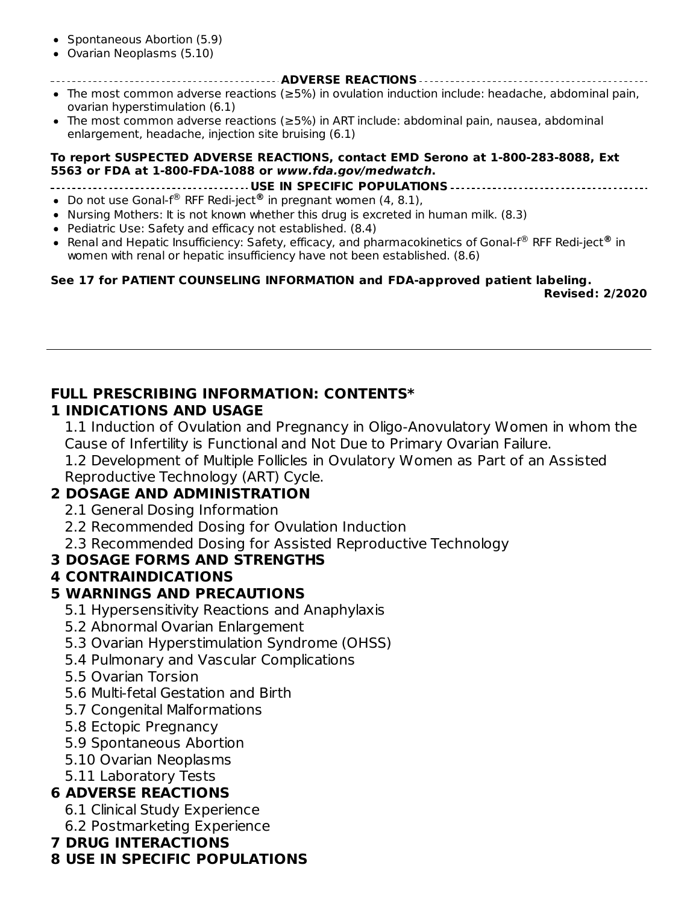- Spontaneous Abortion (5.9)
- Ovarian Neoplasms (5.10)

**ADVERSE REACTIONS**

- The most common adverse reactions (≥5%) in ovulation induction include: headache, abdominal pain, ovarian hyperstimulation (6.1)
- The most common adverse reactions (≥5%) in ART include: abdominal pain, nausea, abdominal enlargement, headache, injection site bruising (6.1)

**To report SUSPECTED ADVERSE REACTIONS, contact EMD Serono at 1-800-283-8088, Ext 5563 or FDA at 1-800-FDA-1088 or *www.fda.gov/medwatch*.**

**USE IN SPECIFIC POPULATIONS**

- Do not use Gonal-f® RFF Redi-ject® in pregnant women (4, 8.1),
- Nursing Mothers: It is not known whether this drug is excreted in human milk. (8.3)
- Pediatric Use: Safety and efficacy not established. (8.4)
- Renal and Hepatic Insufficiency: Safety, efficacy, and pharmacokinetics of Gonal-f® RFF Redi-ject® in women with renal or hepatic insufficiency have not been established. (8.6)

**See 17 for PATIENT COUNSELING INFORMATION and FDA-approved patient labeling.**

**Revised: 2/2020**

---

## FULL PRESCRIBING INFORMATION: CONTENTS*

**1 INDICATIONS AND USAGE**

- 1.1 Induction of Ovulation and Pregnancy in Oligo-Anovulatory Women in whom the Cause of Infertility is Functional and Not Due to Primary Ovarian Failure.
- 1.2 Development of Multiple Follicles in Ovulatory Women as Part of an Assisted Reproductive Technology (ART) Cycle.

**2 DOSAGE AND ADMINISTRATION**

- 2.1 General Dosing Information
- 2.2 Recommended Dosing for Ovulation Induction
- 2.3 Recommended Dosing for Assisted Reproductive Technology

**3 DOSAGE FORMS AND STRENGTHS**

**4 CONTRAINDICATIONS**

**5 WARNINGS AND PRECAUTIONS**

- 5.1 Hypersensitivity Reactions and Anaphylaxis
- 5.2 Abnormal Ovarian Enlargement
- 5.3 Ovarian Hyperstimulation Syndrome (OHSS)
- 5.4 Pulmonary and Vascular Complications
- 5.5 Ovarian Torsion
- 5.6 Multi-fetal Gestation and Birth
- 5.7 Congenital Malformations
- 5.8 Ectopic Pregnancy
- 5.9 Spontaneous Abortion
- 5.10 Ovarian Neoplasms
- 5.11 Laboratory Tests

**6 ADVERSE REACTIONS**

- 6.1 Clinical Study Experience
- 6.2 Postmarketing Experience

**7 DRUG INTERACTIONS**

**8 USE IN SPECIFIC POPULATIONS**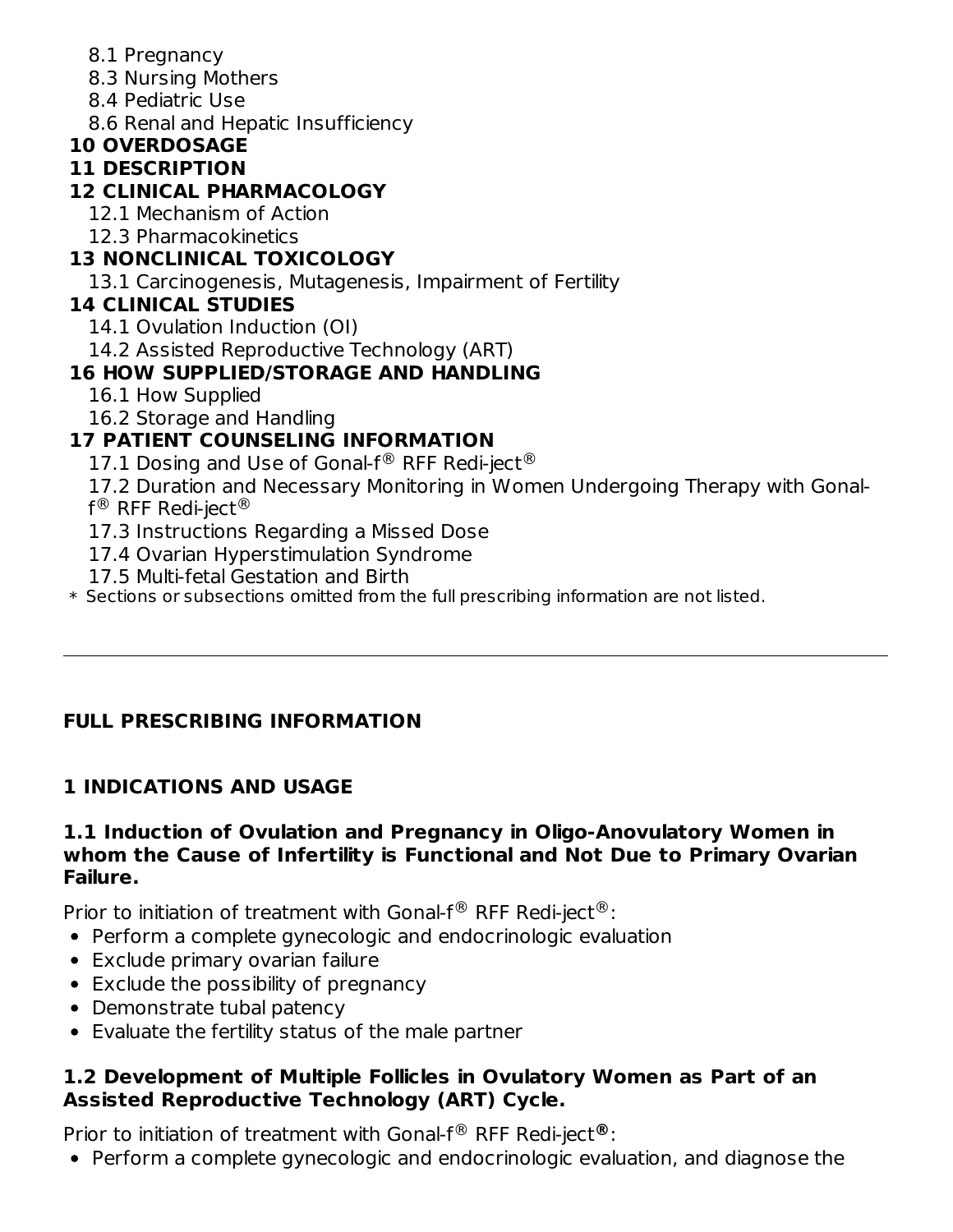8.1 Pregnancy
8.3 Nursing Mothers
8.4 Pediatric Use
8.6 Renal and Hepatic Insufficiency

**10 OVERDOSAGE**

**11 DESCRIPTION**

**12 CLINICAL PHARMACOLOGY**

12.1 Mechanism of Action
12.3 Pharmacokinetics

**13 NONCLINICAL TOXICOLOGY**

13.1 Carcinogenesis, Mutagenesis, Impairment of Fertility

**14 CLINICAL STUDIES**

14.1 Ovulation Induction (OI)
14.2 Assisted Reproductive Technology (ART)

**16 HOW SUPPLIED/STORAGE AND HANDLING**

16.1 How Supplied
16.2 Storage and Handling

**17 PATIENT COUNSELING INFORMATION**

17.1 Dosing and Use of Gonal-f® RFF Redi-ject®
17.2 Duration and Necessary Monitoring in Women Undergoing Therapy with Gonal-f® RFF Redi-ject®
17.3 Instructions Regarding a Missed Dose
17.4 Ovarian Hyperstimulation Syndrome
17.5 Multi-fetal Gestation and Birth

* Sections or subsections omitted from the full prescribing information are not listed.

---

**FULL PRESCRIBING INFORMATION**

## 1 INDICATIONS AND USAGE

### 1.1 Induction of Ovulation and Pregnancy in Oligo-Anovulatory Women in whom the Cause of Infertility is Functional and Not Due to Primary Ovarian Failure.

Prior to initiation of treatment with Gonal-f® RFF Redi-ject®:

- Perform a complete gynecologic and endocrinologic evaluation
- Exclude primary ovarian failure
- Exclude the possibility of pregnancy
- Demonstrate tubal patency
- Evaluate the fertility status of the male partner

### 1.2 Development of Multiple Follicles in Ovulatory Women as Part of an Assisted Reproductive Technology (ART) Cycle.

Prior to initiation of treatment with Gonal-f® RFF Redi-ject®:

- Perform a complete gynecologic and endocrinologic evaluation, and diagnose the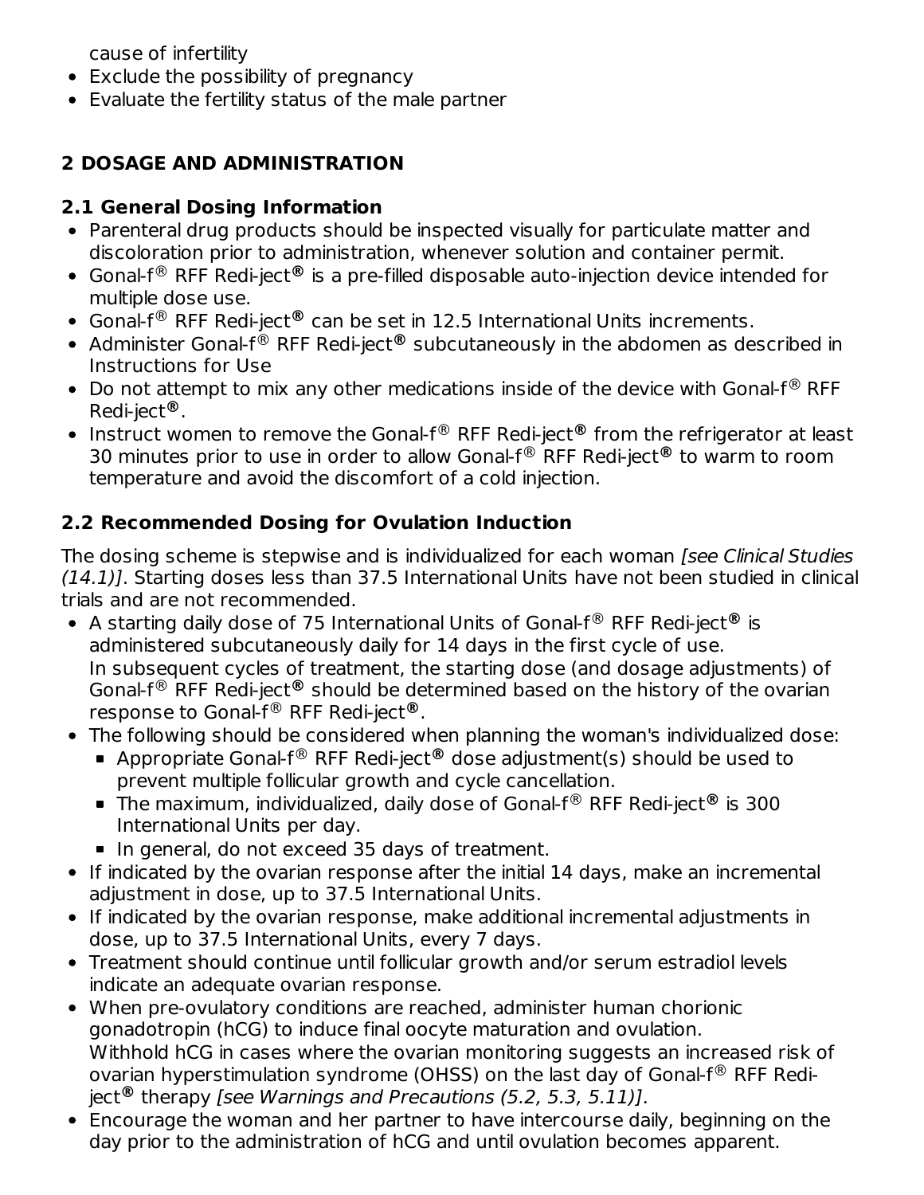cause of infertility
- Exclude the possibility of pregnancy
- Evaluate the fertility status of the male partner

## 2 DOSAGE AND ADMINISTRATION

### 2.1 General Dosing Information

- Parenteral drug products should be inspected visually for particulate matter and discoloration prior to administration, whenever solution and container permit.
- Gonal-f® RFF Redi-ject® is a pre-filled disposable auto-injection device intended for multiple dose use.
- Gonal-f® RFF Redi-ject® can be set in 12.5 International Units increments.
- Administer Gonal-f® RFF Redi-ject® subcutaneously in the abdomen as described in Instructions for Use
- Do not attempt to mix any other medications inside of the device with Gonal-f® RFF Redi-ject®.
- Instruct women to remove the Gonal-f® RFF Redi-ject® from the refrigerator at least 30 minutes prior to use in order to allow Gonal-f® RFF Redi-ject® to warm to room temperature and avoid the discomfort of a cold injection.

### 2.2 Recommended Dosing for Ovulation Induction

The dosing scheme is stepwise and is individualized for each woman *[see Clinical Studies (14.1)]*. Starting doses less than 37.5 International Units have not been studied in clinical trials and are not recommended.

- A starting daily dose of 75 International Units of Gonal-f® RFF Redi-ject® is administered subcutaneously daily for 14 days in the first cycle of use.
  In subsequent cycles of treatment, the starting dose (and dosage adjustments) of Gonal-f® RFF Redi-ject® should be determined based on the history of the ovarian response to Gonal-f® RFF Redi-ject®.
- The following should be considered when planning the woman's individualized dose:
  - Appropriate Gonal-f® RFF Redi-ject® dose adjustment(s) should be used to prevent multiple follicular growth and cycle cancellation.
  - The maximum, individualized, daily dose of Gonal-f® RFF Redi-ject® is 300 International Units per day.
  - In general, do not exceed 35 days of treatment.
- If indicated by the ovarian response after the initial 14 days, make an incremental adjustment in dose, up to 37.5 International Units.
- If indicated by the ovarian response, make additional incremental adjustments in dose, up to 37.5 International Units, every 7 days.
- Treatment should continue until follicular growth and/or serum estradiol levels indicate an adequate ovarian response.
- When pre-ovulatory conditions are reached, administer human chorionic gonadotropin (hCG) to induce final oocyte maturation and ovulation.
  Withhold hCG in cases where the ovarian monitoring suggests an increased risk of ovarian hyperstimulation syndrome (OHSS) on the last day of Gonal-f® RFF Redi-ject® therapy *[see Warnings and Precautions (5.2, 5.3, 5.11)]*.
- Encourage the woman and her partner to have intercourse daily, beginning on the day prior to the administration of hCG and until ovulation becomes apparent.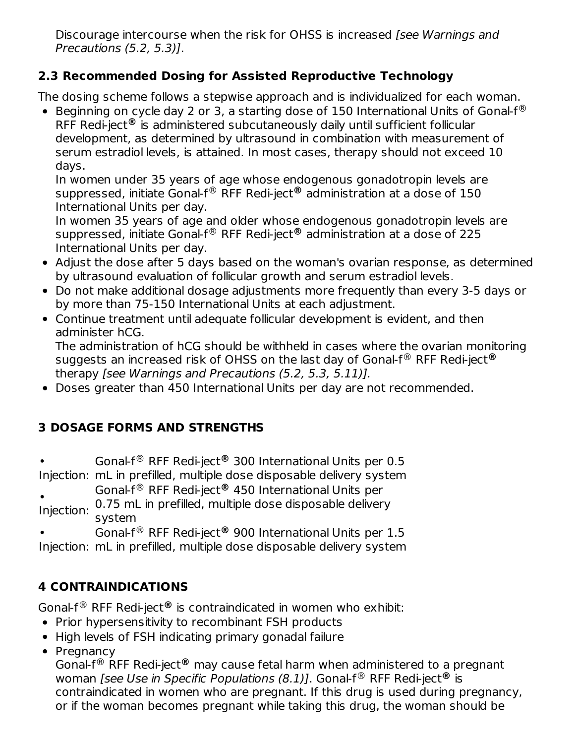Discourage intercourse when the risk for OHSS is increased *[see Warnings and Precautions (5.2, 5.3)]*.

### 2.3 Recommended Dosing for Assisted Reproductive Technology

The dosing scheme follows a stepwise approach and is individualized for each woman.

- Beginning on cycle day 2 or 3, a starting dose of 150 International Units of Gonal-f® RFF Redi-ject® is administered subcutaneously daily until sufficient follicular development, as determined by ultrasound in combination with measurement of serum estradiol levels, is attained. In most cases, therapy should not exceed 10 days.
  In women under 35 years of age whose endogenous gonadotropin levels are suppressed, initiate Gonal-f® RFF Redi-ject® administration at a dose of 150 International Units per day.
  In women 35 years of age and older whose endogenous gonadotropin levels are suppressed, initiate Gonal-f® RFF Redi-ject® administration at a dose of 225 International Units per day.
- Adjust the dose after 5 days based on the woman's ovarian response, as determined by ultrasound evaluation of follicular growth and serum estradiol levels.
- Do not make additional dosage adjustments more frequently than every 3-5 days or by more than 75-150 International Units at each adjustment.
- Continue treatment until adequate follicular development is evident, and then administer hCG.
  The administration of hCG should be withheld in cases where the ovarian monitoring suggests an increased risk of OHSS on the last day of Gonal-f® RFF Redi-ject® therapy *[see Warnings and Precautions (5.2, 5.3, 5.11)].*
- Doses greater than 450 International Units per day are not recommended.

## 3 DOSAGE FORMS AND STRENGTHS

- Injection: Gonal-f® RFF Redi-ject® 300 International Units per 0.5 mL in prefilled, multiple dose disposable delivery system
- Injection: Gonal-f® RFF Redi-ject® 450 International Units per 0.75 mL in prefilled, multiple dose disposable delivery system
- Injection: Gonal-f® RFF Redi-ject® 900 International Units per 1.5 mL in prefilled, multiple dose disposable delivery system

## 4 CONTRAINDICATIONS

Gonal-f® RFF Redi-ject® is contraindicated in women who exhibit:

- Prior hypersensitivity to recombinant FSH products
- High levels of FSH indicating primary gonadal failure
- Pregnancy
  Gonal-f® RFF Redi-ject® may cause fetal harm when administered to a pregnant woman *[see Use in Specific Populations (8.1)]*. Gonal-f® RFF Redi-ject® is contraindicated in women who are pregnant. If this drug is used during pregnancy, or if the woman becomes pregnant while taking this drug, the woman should be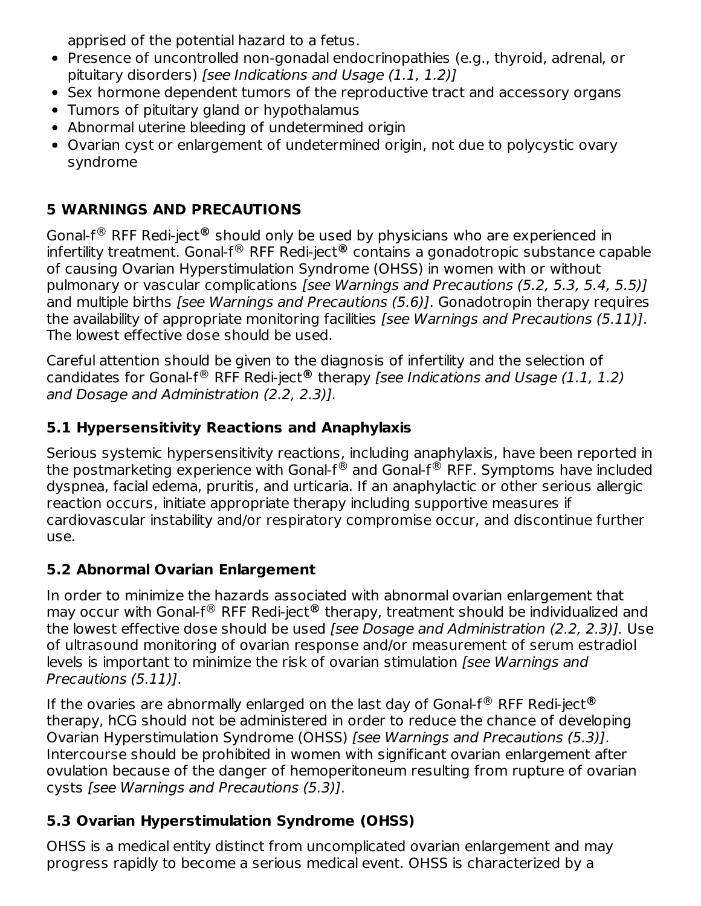apprised of the potential hazard to a fetus.

- Presence of uncontrolled non-gonadal endocrinopathies (e.g., thyroid, adrenal, or pituitary disorders) *[see Indications and Usage (1.1, 1.2)]*
- Sex hormone dependent tumors of the reproductive tract and accessory organs
- Tumors of pituitary gland or hypothalamus
- Abnormal uterine bleeding of undetermined origin
- Ovarian cyst or enlargement of undetermined origin, not due to polycystic ovary syndrome

## 5 WARNINGS AND PRECAUTIONS

Gonal-f® RFF Redi-ject® should only be used by physicians who are experienced in infertility treatment. Gonal-f® RFF Redi-ject® contains a gonadotropic substance capable of causing Ovarian Hyperstimulation Syndrome (OHSS) in women with or without pulmonary or vascular complications *[see Warnings and Precautions (5.2, 5.3, 5.4, 5.5)]* and multiple births *[see Warnings and Precautions (5.6)]*. Gonadotropin therapy requires the availability of appropriate monitoring facilities *[see Warnings and Precautions (5.11)]*. The lowest effective dose should be used.

Careful attention should be given to the diagnosis of infertility and the selection of candidates for Gonal-f® RFF Redi-ject® therapy *[see Indications and Usage (1.1, 1.2) and Dosage and Administration (2.2, 2.3)].*

### 5.1 Hypersensitivity Reactions and Anaphylaxis

Serious systemic hypersensitivity reactions, including anaphylaxis, have been reported in the postmarketing experience with Gonal-f® and Gonal-f® RFF. Symptoms have included dyspnea, facial edema, pruritis, and urticaria. If an anaphylactic or other serious allergic reaction occurs, initiate appropriate therapy including supportive measures if cardiovascular instability and/or respiratory compromise occur, and discontinue further use.

### 5.2 Abnormal Ovarian Enlargement

In order to minimize the hazards associated with abnormal ovarian enlargement that may occur with Gonal-f® RFF Redi-ject® therapy, treatment should be individualized and the lowest effective dose should be used *[see Dosage and Administration (2.2, 2.3)].* Use of ultrasound monitoring of ovarian response and/or measurement of serum estradiol levels is important to minimize the risk of ovarian stimulation *[see Warnings and Precautions (5.11)]*.

If the ovaries are abnormally enlarged on the last day of Gonal-f® RFF Redi-ject® therapy, hCG should not be administered in order to reduce the chance of developing Ovarian Hyperstimulation Syndrome (OHSS) *[see Warnings and Precautions (5.3)]*. Intercourse should be prohibited in women with significant ovarian enlargement after ovulation because of the danger of hemoperitoneum resulting from rupture of ovarian cysts *[see Warnings and Precautions (5.3)]*.

### 5.3 Ovarian Hyperstimulation Syndrome (OHSS)

OHSS is a medical entity distinct from uncomplicated ovarian enlargement and may progress rapidly to become a serious medical event. OHSS is characterized by a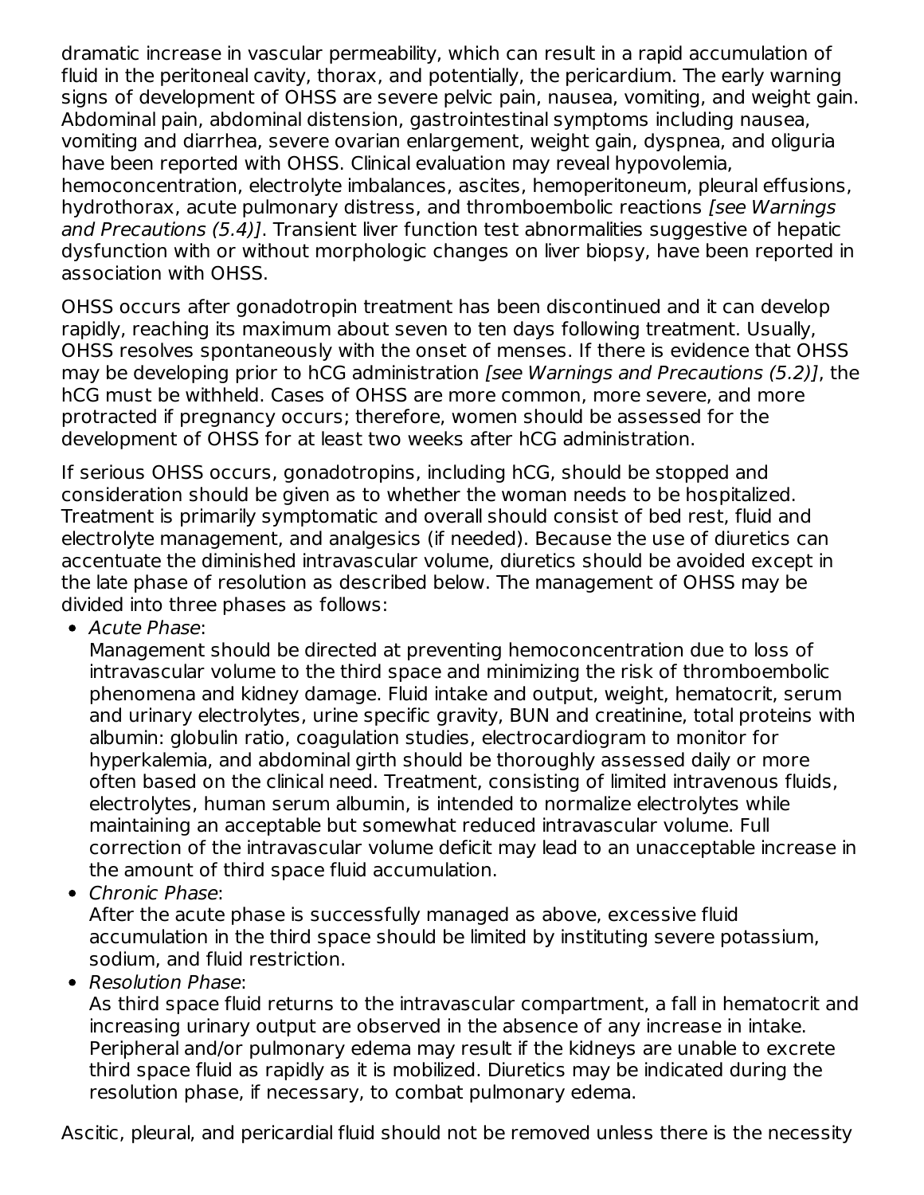dramatic increase in vascular permeability, which can result in a rapid accumulation of fluid in the peritoneal cavity, thorax, and potentially, the pericardium. The early warning signs of development of OHSS are severe pelvic pain, nausea, vomiting, and weight gain. Abdominal pain, abdominal distension, gastrointestinal symptoms including nausea, vomiting and diarrhea, severe ovarian enlargement, weight gain, dyspnea, and oliguria have been reported with OHSS. Clinical evaluation may reveal hypovolemia, hemoconcentration, electrolyte imbalances, ascites, hemoperitoneum, pleural effusions, hydrothorax, acute pulmonary distress, and thromboembolic reactions *[see Warnings and Precautions (5.4)]*. Transient liver function test abnormalities suggestive of hepatic dysfunction with or without morphologic changes on liver biopsy, have been reported in association with OHSS.

OHSS occurs after gonadotropin treatment has been discontinued and it can develop rapidly, reaching its maximum about seven to ten days following treatment. Usually, OHSS resolves spontaneously with the onset of menses. If there is evidence that OHSS may be developing prior to hCG administration *[see Warnings and Precautions (5.2)]*, the hCG must be withheld. Cases of OHSS are more common, more severe, and more protracted if pregnancy occurs; therefore, women should be assessed for the development of OHSS for at least two weeks after hCG administration.

If serious OHSS occurs, gonadotropins, including hCG, should be stopped and consideration should be given as to whether the woman needs to be hospitalized. Treatment is primarily symptomatic and overall should consist of bed rest, fluid and electrolyte management, and analgesics (if needed). Because the use of diuretics can accentuate the diminished intravascular volume, diuretics should be avoided except in the late phase of resolution as described below. The management of OHSS may be divided into three phases as follows:

- *Acute Phase*:
  Management should be directed at preventing hemoconcentration due to loss of intravascular volume to the third space and minimizing the risk of thromboembolic phenomena and kidney damage. Fluid intake and output, weight, hematocrit, serum and urinary electrolytes, urine specific gravity, BUN and creatinine, total proteins with albumin: globulin ratio, coagulation studies, electrocardiogram to monitor for hyperkalemia, and abdominal girth should be thoroughly assessed daily or more often based on the clinical need. Treatment, consisting of limited intravenous fluids, electrolytes, human serum albumin, is intended to normalize electrolytes while maintaining an acceptable but somewhat reduced intravascular volume. Full correction of the intravascular volume deficit may lead to an unacceptable increase in the amount of third space fluid accumulation.
- *Chronic Phase*:
  After the acute phase is successfully managed as above, excessive fluid accumulation in the third space should be limited by instituting severe potassium, sodium, and fluid restriction.
- *Resolution Phase*:
  As third space fluid returns to the intravascular compartment, a fall in hematocrit and increasing urinary output are observed in the absence of any increase in intake. Peripheral and/or pulmonary edema may result if the kidneys are unable to excrete third space fluid as rapidly as it is mobilized. Diuretics may be indicated during the resolution phase, if necessary, to combat pulmonary edema.

Ascitic, pleural, and pericardial fluid should not be removed unless there is the necessity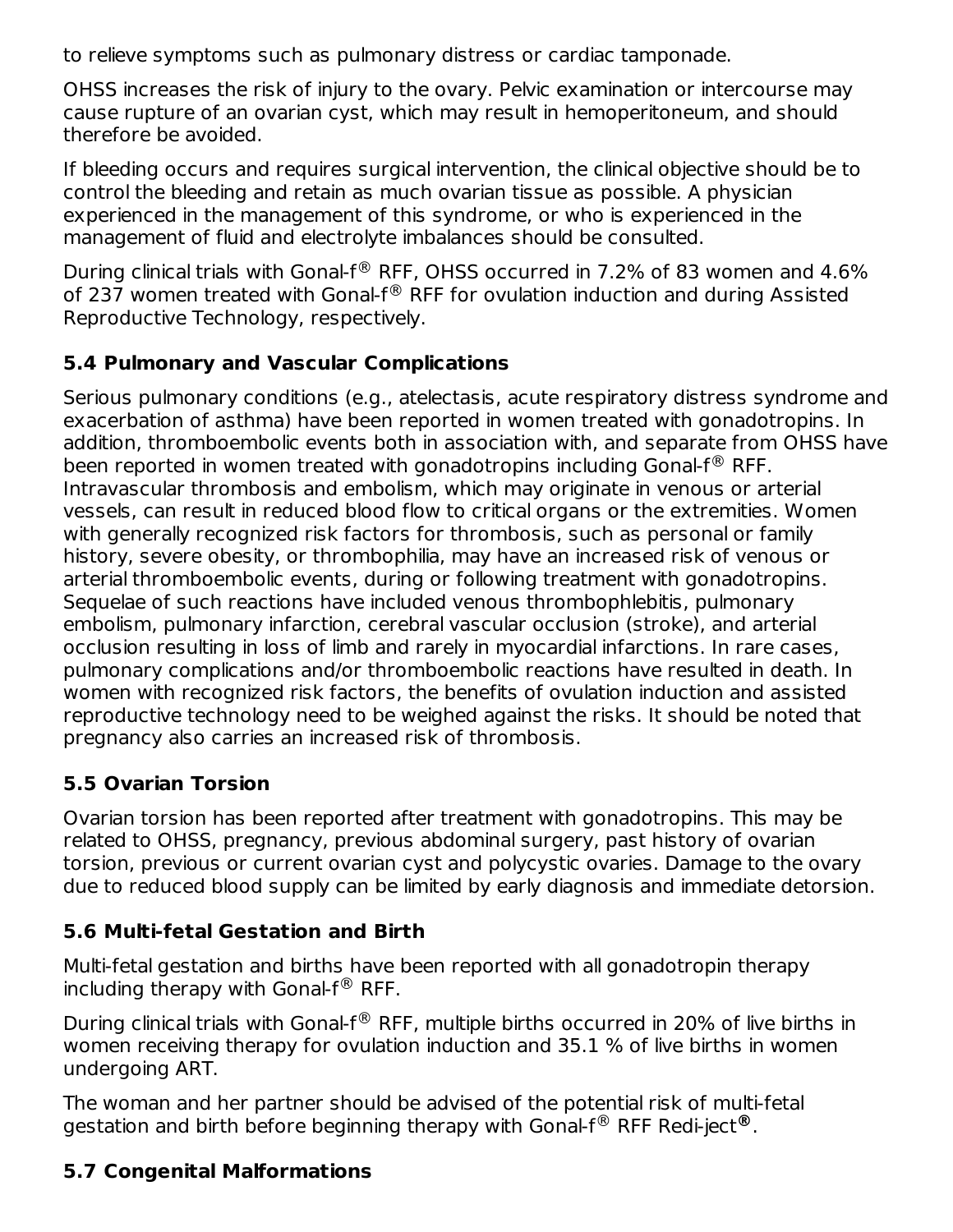to relieve symptoms such as pulmonary distress or cardiac tamponade.

OHSS increases the risk of injury to the ovary. Pelvic examination or intercourse may cause rupture of an ovarian cyst, which may result in hemoperitoneum, and should therefore be avoided.

If bleeding occurs and requires surgical intervention, the clinical objective should be to control the bleeding and retain as much ovarian tissue as possible. A physician experienced in the management of this syndrome, or who is experienced in the management of fluid and electrolyte imbalances should be consulted.

During clinical trials with Gonal-f® RFF, OHSS occurred in 7.2% of 83 women and 4.6% of 237 women treated with Gonal-f® RFF for ovulation induction and during Assisted Reproductive Technology, respectively.

### 5.4 Pulmonary and Vascular Complications

Serious pulmonary conditions (e.g., atelectasis, acute respiratory distress syndrome and exacerbation of asthma) have been reported in women treated with gonadotropins. In addition, thromboembolic events both in association with, and separate from OHSS have been reported in women treated with gonadotropins including Gonal-f® RFF. Intravascular thrombosis and embolism, which may originate in venous or arterial vessels, can result in reduced blood flow to critical organs or the extremities. Women with generally recognized risk factors for thrombosis, such as personal or family history, severe obesity, or thrombophilia, may have an increased risk of venous or arterial thromboembolic events, during or following treatment with gonadotropins. Sequelae of such reactions have included venous thrombophlebitis, pulmonary embolism, pulmonary infarction, cerebral vascular occlusion (stroke), and arterial occlusion resulting in loss of limb and rarely in myocardial infarctions. In rare cases, pulmonary complications and/or thromboembolic reactions have resulted in death. In women with recognized risk factors, the benefits of ovulation induction and assisted reproductive technology need to be weighed against the risks. It should be noted that pregnancy also carries an increased risk of thrombosis.

### 5.5 Ovarian Torsion

Ovarian torsion has been reported after treatment with gonadotropins. This may be related to OHSS, pregnancy, previous abdominal surgery, past history of ovarian torsion, previous or current ovarian cyst and polycystic ovaries. Damage to the ovary due to reduced blood supply can be limited by early diagnosis and immediate detorsion.

### 5.6 Multi-fetal Gestation and Birth

Multi-fetal gestation and births have been reported with all gonadotropin therapy including therapy with Gonal-f® RFF.

During clinical trials with Gonal-f® RFF, multiple births occurred in 20% of live births in women receiving therapy for ovulation induction and 35.1 % of live births in women undergoing ART.

The woman and her partner should be advised of the potential risk of multi-fetal gestation and birth before beginning therapy with Gonal-f® RFF Redi-ject**®**.

### 5.7 Congenital Malformations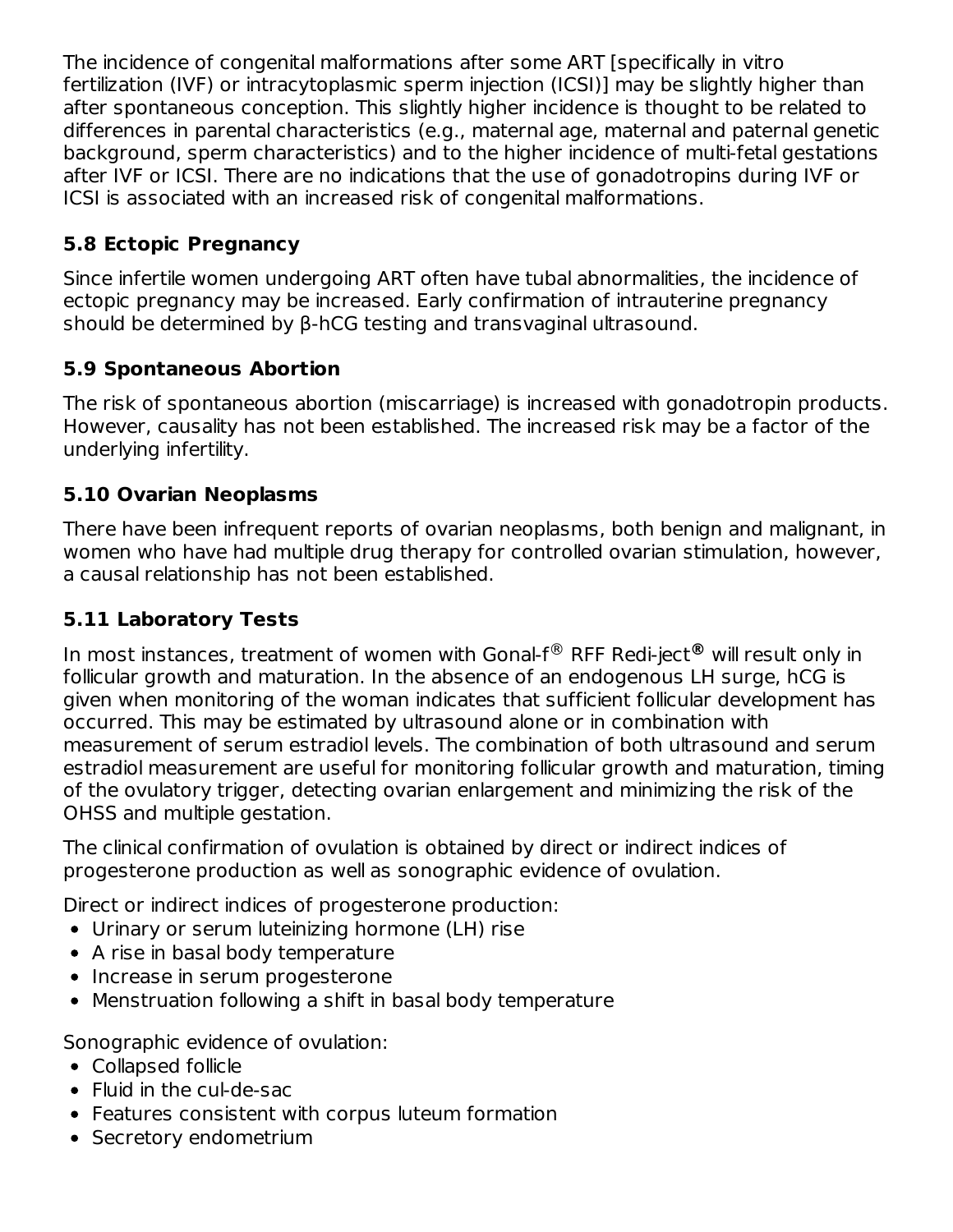The incidence of congenital malformations after some ART [specifically in vitro fertilization (IVF) or intracytoplasmic sperm injection (ICSI)] may be slightly higher than after spontaneous conception. This slightly higher incidence is thought to be related to differences in parental characteristics (e.g., maternal age, maternal and paternal genetic background, sperm characteristics) and to the higher incidence of multi-fetal gestations after IVF or ICSI. There are no indications that the use of gonadotropins during IVF or ICSI is associated with an increased risk of congenital malformations.

### 5.8 Ectopic Pregnancy

Since infertile women undergoing ART often have tubal abnormalities, the incidence of ectopic pregnancy may be increased. Early confirmation of intrauterine pregnancy should be determined by β-hCG testing and transvaginal ultrasound.

### 5.9 Spontaneous Abortion

The risk of spontaneous abortion (miscarriage) is increased with gonadotropin products. However, causality has not been established. The increased risk may be a factor of the underlying infertility.

### 5.10 Ovarian Neoplasms

There have been infrequent reports of ovarian neoplasms, both benign and malignant, in women who have had multiple drug therapy for controlled ovarian stimulation, however, a causal relationship has not been established.

### 5.11 Laboratory Tests

In most instances, treatment of women with Gonal-f® RFF Redi-ject® will result only in follicular growth and maturation. In the absence of an endogenous LH surge, hCG is given when monitoring of the woman indicates that sufficient follicular development has occurred. This may be estimated by ultrasound alone or in combination with measurement of serum estradiol levels. The combination of both ultrasound and serum estradiol measurement are useful for monitoring follicular growth and maturation, timing of the ovulatory trigger, detecting ovarian enlargement and minimizing the risk of the OHSS and multiple gestation.

The clinical confirmation of ovulation is obtained by direct or indirect indices of progesterone production as well as sonographic evidence of ovulation.

Direct or indirect indices of progesterone production:

- Urinary or serum luteinizing hormone (LH) rise
- A rise in basal body temperature
- Increase in serum progesterone
- Menstruation following a shift in basal body temperature

Sonographic evidence of ovulation:

- Collapsed follicle
- Fluid in the cul-de-sac
- Features consistent with corpus luteum formation
- Secretory endometrium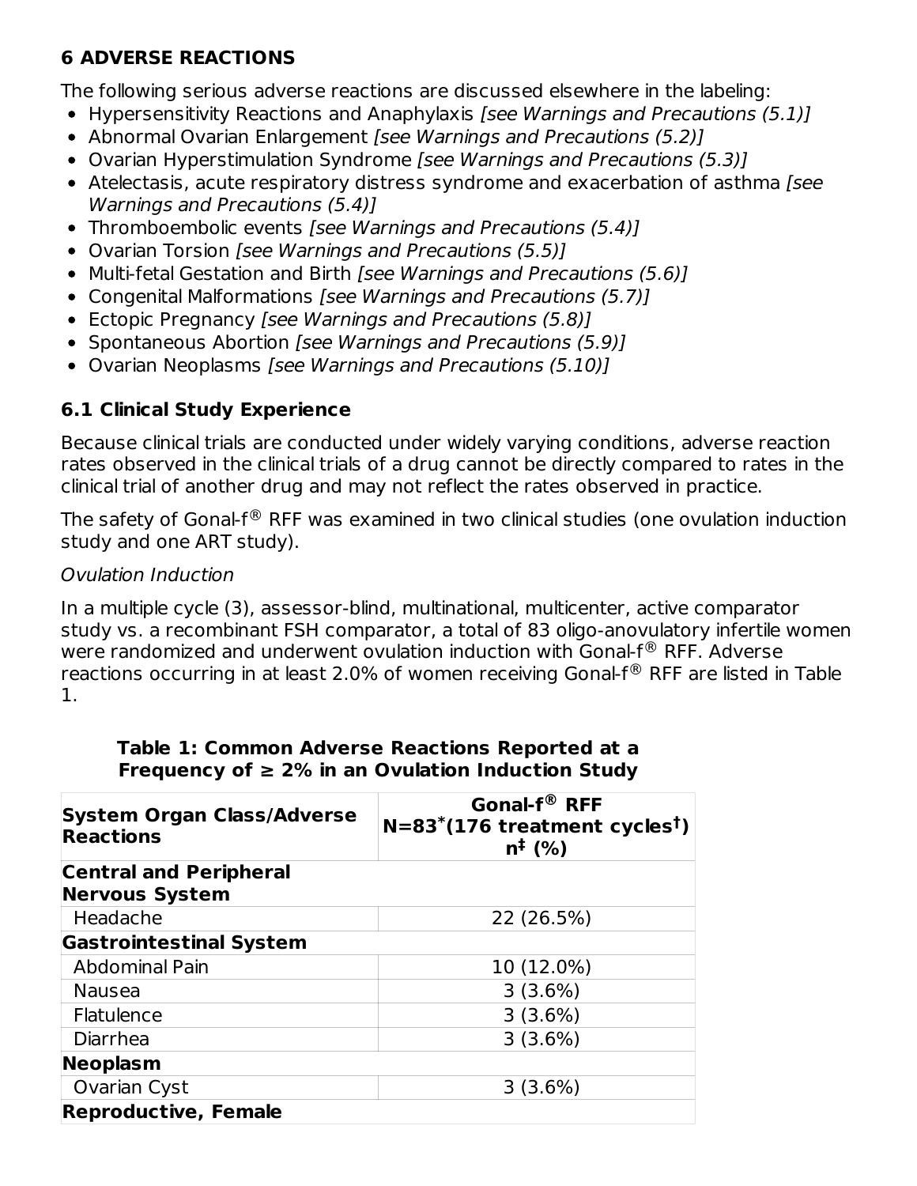## 6 ADVERSE REACTIONS

The following serious adverse reactions are discussed elsewhere in the labeling:

- Hypersensitivity Reactions and Anaphylaxis *[see Warnings and Precautions (5.1)]*
- Abnormal Ovarian Enlargement *[see Warnings and Precautions (5.2)]*
- Ovarian Hyperstimulation Syndrome *[see Warnings and Precautions (5.3)]*
- Atelectasis, acute respiratory distress syndrome and exacerbation of asthma *[see Warnings and Precautions (5.4)]*
- Thromboembolic events *[see Warnings and Precautions (5.4)]*
- Ovarian Torsion *[see Warnings and Precautions (5.5)]*
- Multi-fetal Gestation and Birth *[see Warnings and Precautions (5.6)]*
- Congenital Malformations *[see Warnings and Precautions (5.7)]*
- Ectopic Pregnancy *[see Warnings and Precautions (5.8)]*
- Spontaneous Abortion *[see Warnings and Precautions (5.9)]*
- Ovarian Neoplasms *[see Warnings and Precautions (5.10)]*

### 6.1 Clinical Study Experience

Because clinical trials are conducted under widely varying conditions, adverse reaction rates observed in the clinical trials of a drug cannot be directly compared to rates in the clinical trial of another drug and may not reflect the rates observed in practice.

The safety of Gonal-f® RFF was examined in two clinical studies (one ovulation induction study and one ART study).

*Ovulation Induction*

In a multiple cycle (3), assessor-blind, multinational, multicenter, active comparator study vs. a recombinant FSH comparator, a total of 83 oligo-anovulatory infertile women were randomized and underwent ovulation induction with Gonal-f® RFF. Adverse reactions occurring in at least 2.0% of women receiving Gonal-f® RFF are listed in Table 1.

**Table 1: Common Adverse Reactions Reported at a Frequency of ≥ 2% in an Ovulation Induction Study**

| System Organ Class/Adverse Reactions | Gonal-f® RFF N=83* (176 treatment cycles†) n‡ (%) |
|---|---|
| **Central and Peripheral Nervous System** | |
| Headache | 22 (26.5%) |
| **Gastrointestinal System** | |
| Abdominal Pain | 10 (12.0%) |
| Nausea | 3 (3.6%) |
| Flatulence | 3 (3.6%) |
| Diarrhea | 3 (3.6%) |
| **Neoplasm** | |
| Ovarian Cyst | 3 (3.6%) |
| **Reproductive, Female** | |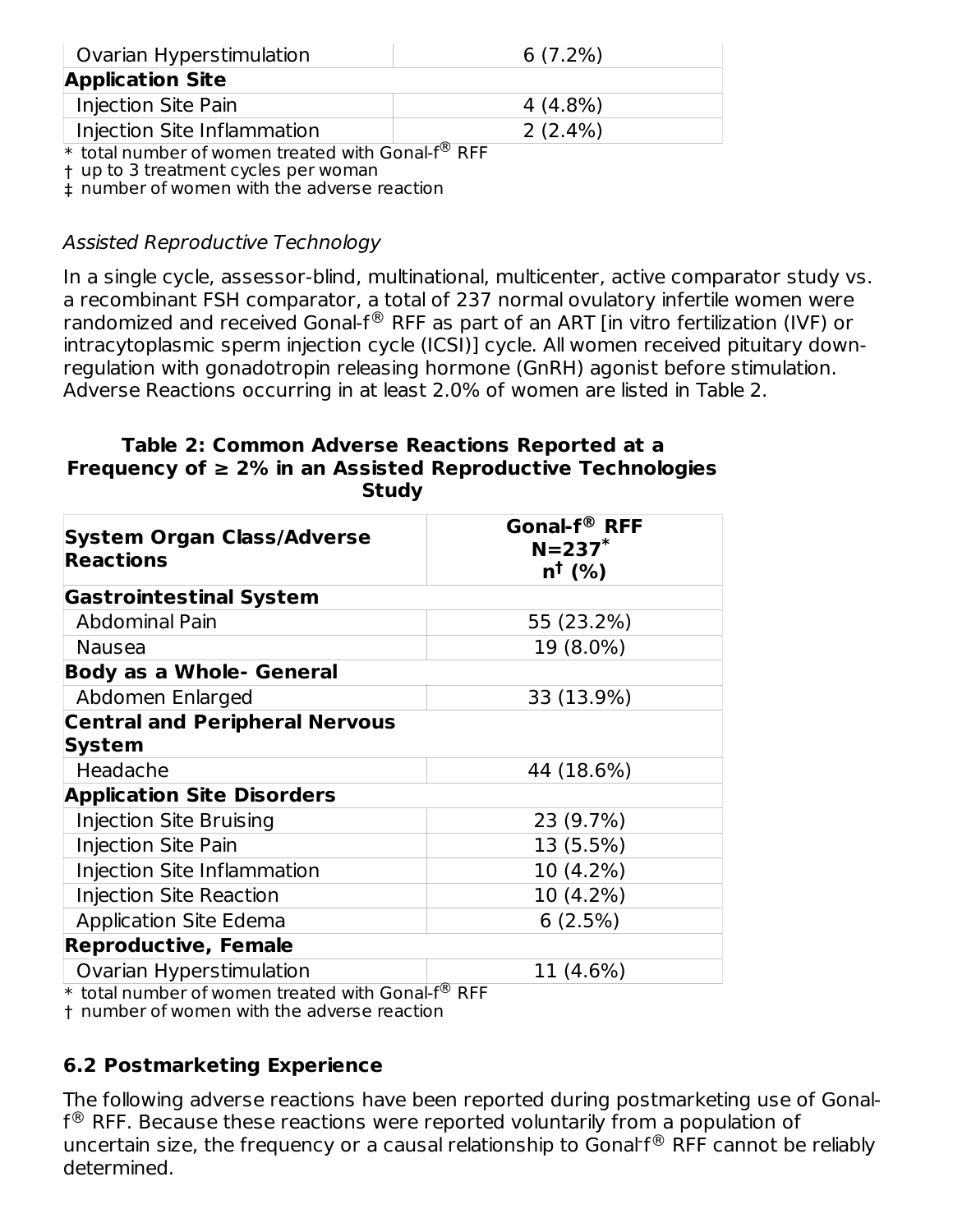| | |
|---|---|
| Ovarian Hyperstimulation | 6 (7.2%) |
| **Application Site** | |
| Injection Site Pain | 4 (4.8%) |
| Injection Site Inflammation | 2 (2.4%) |

\* total number of women treated with Gonal-f® RFF
† up to 3 treatment cycles per woman
‡ number of women with the adverse reaction

*Assisted Reproductive Technology*

In a single cycle, assessor-blind, multinational, multicenter, active comparator study vs. a recombinant FSH comparator, a total of 237 normal ovulatory infertile women were randomized and received Gonal-f® RFF as part of an ART [in vitro fertilization (IVF) or intracytoplasmic sperm injection cycle (ICSI)] cycle. All women received pituitary down-regulation with gonadotropin releasing hormone (GnRH) agonist before stimulation. Adverse Reactions occurring in at least 2.0% of women are listed in Table 2.

**Table 2: Common Adverse Reactions Reported at a Frequency of ≥ 2% in an Assisted Reproductive Technologies Study**

| System Organ Class/Adverse Reactions | Gonal-f® RFF N=237* n† (%) |
|---|---|
| **Gastrointestinal System** | |
| Abdominal Pain | 55 (23.2%) |
| Nausea | 19 (8.0%) |
| **Body as a Whole- General** | |
| Abdomen Enlarged | 33 (13.9%) |
| **Central and Peripheral Nervous System** | |
| Headache | 44 (18.6%) |
| **Application Site Disorders** | |
| Injection Site Bruising | 23 (9.7%) |
| Injection Site Pain | 13 (5.5%) |
| Injection Site Inflammation | 10 (4.2%) |
| Injection Site Reaction | 10 (4.2%) |
| Application Site Edema | 6 (2.5%) |
| **Reproductive, Female** | |
| Ovarian Hyperstimulation | 11 (4.6%) |

\* total number of women treated with Gonal-f® RFF
† number of women with the adverse reaction

## 6.2 Postmarketing Experience

The following adverse reactions have been reported during postmarketing use of Gonal-f® RFF. Because these reactions were reported voluntarily from a population of uncertain size, the frequency or a causal relationship to Gonal-f® RFF cannot be reliably determined.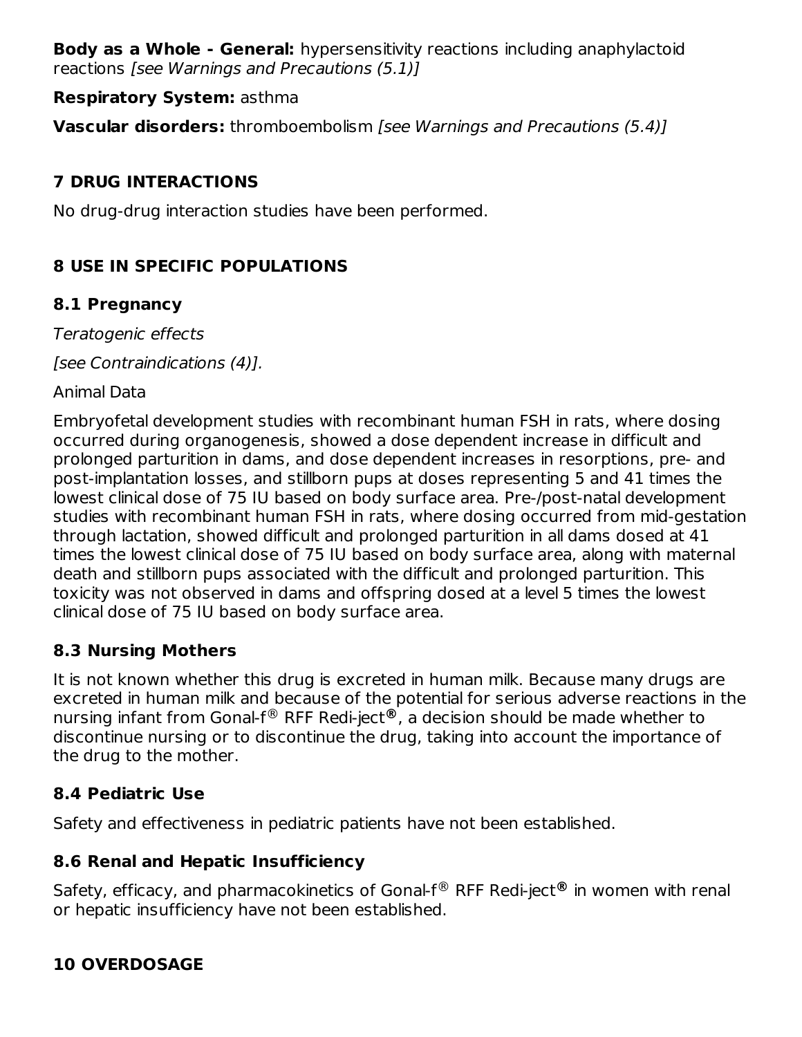**Body as a Whole - General:** hypersensitivity reactions including anaphylactoid reactions *[see Warnings and Precautions (5.1)]*

**Respiratory System:** asthma

**Vascular disorders:** thromboembolism *[see Warnings and Precautions (5.4)]*

## 7 DRUG INTERACTIONS

No drug-drug interaction studies have been performed.

## 8 USE IN SPECIFIC POPULATIONS

### 8.1 Pregnancy

*Teratogenic effects*

*[see Contraindications (4)].*

Animal Data

Embryofetal development studies with recombinant human FSH in rats, where dosing occurred during organogenesis, showed a dose dependent increase in difficult and prolonged parturition in dams, and dose dependent increases in resorptions, pre- and post-implantation losses, and stillborn pups at doses representing 5 and 41 times the lowest clinical dose of 75 IU based on body surface area. Pre-/post-natal development studies with recombinant human FSH in rats, where dosing occurred from mid-gestation through lactation, showed difficult and prolonged parturition in all dams dosed at 41 times the lowest clinical dose of 75 IU based on body surface area, along with maternal death and stillborn pups associated with the difficult and prolonged parturition. This toxicity was not observed in dams and offspring dosed at a level 5 times the lowest clinical dose of 75 IU based on body surface area.

### 8.3 Nursing Mothers

It is not known whether this drug is excreted in human milk. Because many drugs are excreted in human milk and because of the potential for serious adverse reactions in the nursing infant from Gonal-f® RFF Redi-ject®, a decision should be made whether to discontinue nursing or to discontinue the drug, taking into account the importance of the drug to the mother.

### 8.4 Pediatric Use

Safety and effectiveness in pediatric patients have not been established.

### 8.6 Renal and Hepatic Insufficiency

Safety, efficacy, and pharmacokinetics of Gonal-f® RFF Redi-ject® in women with renal or hepatic insufficiency have not been established.

## 10 OVERDOSAGE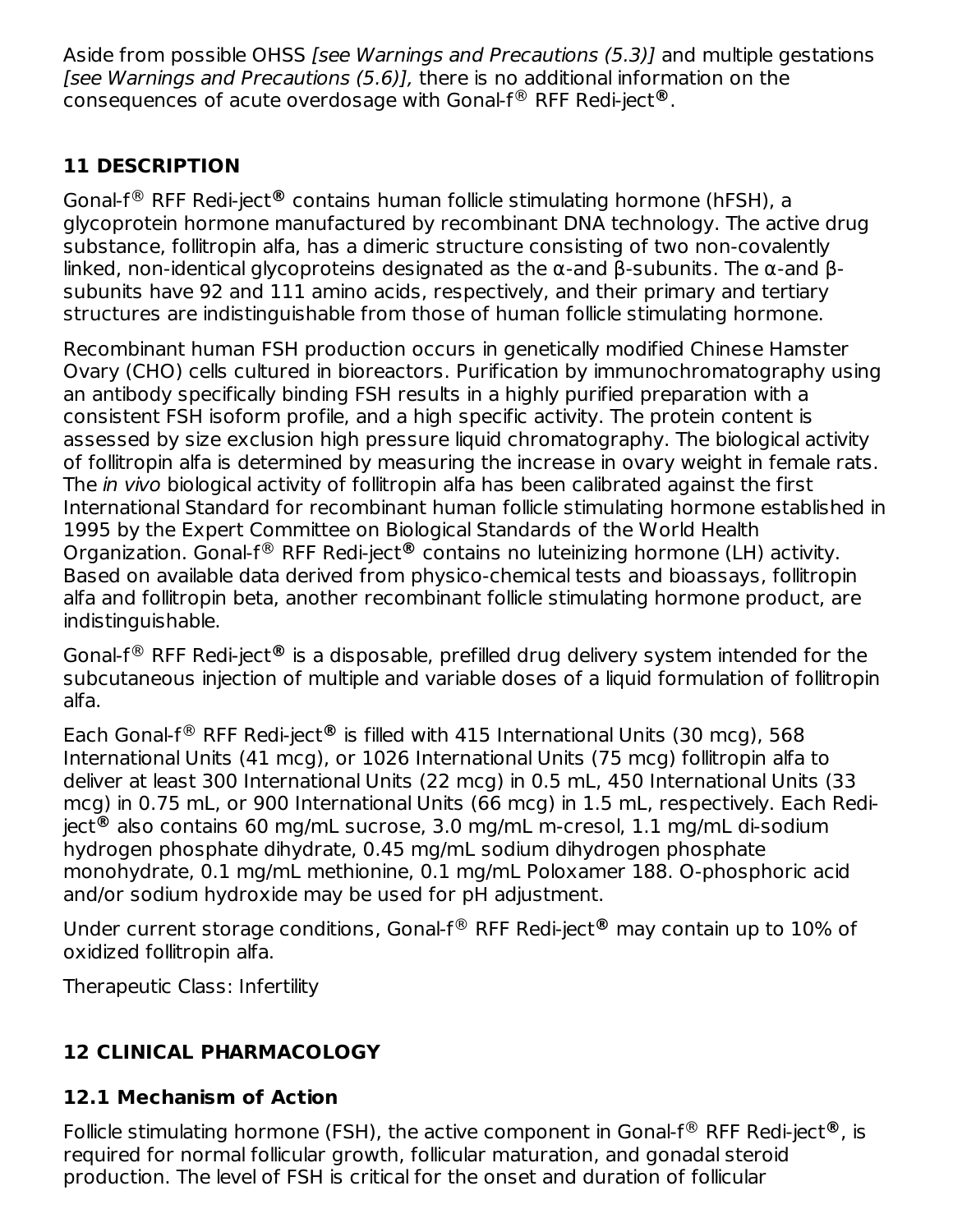Aside from possible OHSS *[see Warnings and Precautions (5.3)]* and multiple gestations *[see Warnings and Precautions (5.6)],* there is no additional information on the consequences of acute overdosage with Gonal-f® RFF Redi-ject®.

## 11 DESCRIPTION

Gonal-f® RFF Redi-ject® contains human follicle stimulating hormone (hFSH), a glycoprotein hormone manufactured by recombinant DNA technology. The active drug substance, follitropin alfa, has a dimeric structure consisting of two non-covalently linked, non-identical glycoproteins designated as the α-and β-subunits. The α-and β-subunits have 92 and 111 amino acids, respectively, and their primary and tertiary structures are indistinguishable from those of human follicle stimulating hormone.

Recombinant human FSH production occurs in genetically modified Chinese Hamster Ovary (CHO) cells cultured in bioreactors. Purification by immunochromatography using an antibody specifically binding FSH results in a highly purified preparation with a consistent FSH isoform profile, and a high specific activity. The protein content is assessed by size exclusion high pressure liquid chromatography. The biological activity of follitropin alfa is determined by measuring the increase in ovary weight in female rats. The *in vivo* biological activity of follitropin alfa has been calibrated against the first International Standard for recombinant human follicle stimulating hormone established in 1995 by the Expert Committee on Biological Standards of the World Health Organization. Gonal-f® RFF Redi-ject® contains no luteinizing hormone (LH) activity. Based on available data derived from physico-chemical tests and bioassays, follitropin alfa and follitropin beta, another recombinant follicle stimulating hormone product, are indistinguishable.

Gonal-f® RFF Redi-ject® is a disposable, prefilled drug delivery system intended for the subcutaneous injection of multiple and variable doses of a liquid formulation of follitropin alfa.

Each Gonal-f® RFF Redi-ject® is filled with 415 International Units (30 mcg), 568 International Units (41 mcg), or 1026 International Units (75 mcg) follitropin alfa to deliver at least 300 International Units (22 mcg) in 0.5 mL, 450 International Units (33 mcg) in 0.75 mL, or 900 International Units (66 mcg) in 1.5 mL, respectively. Each Redi-ject® also contains 60 mg/mL sucrose, 3.0 mg/mL m-cresol, 1.1 mg/mL di-sodium hydrogen phosphate dihydrate, 0.45 mg/mL sodium dihydrogen phosphate monohydrate, 0.1 mg/mL methionine, 0.1 mg/mL Poloxamer 188. O-phosphoric acid and/or sodium hydroxide may be used for pH adjustment.

Under current storage conditions, Gonal-f® RFF Redi-ject® may contain up to 10% of oxidized follitropin alfa.

Therapeutic Class: Infertility

## 12 CLINICAL PHARMACOLOGY

### 12.1 Mechanism of Action

Follicle stimulating hormone (FSH), the active component in Gonal-f® RFF Redi-ject®, is required for normal follicular growth, follicular maturation, and gonadal steroid production. The level of FSH is critical for the onset and duration of follicular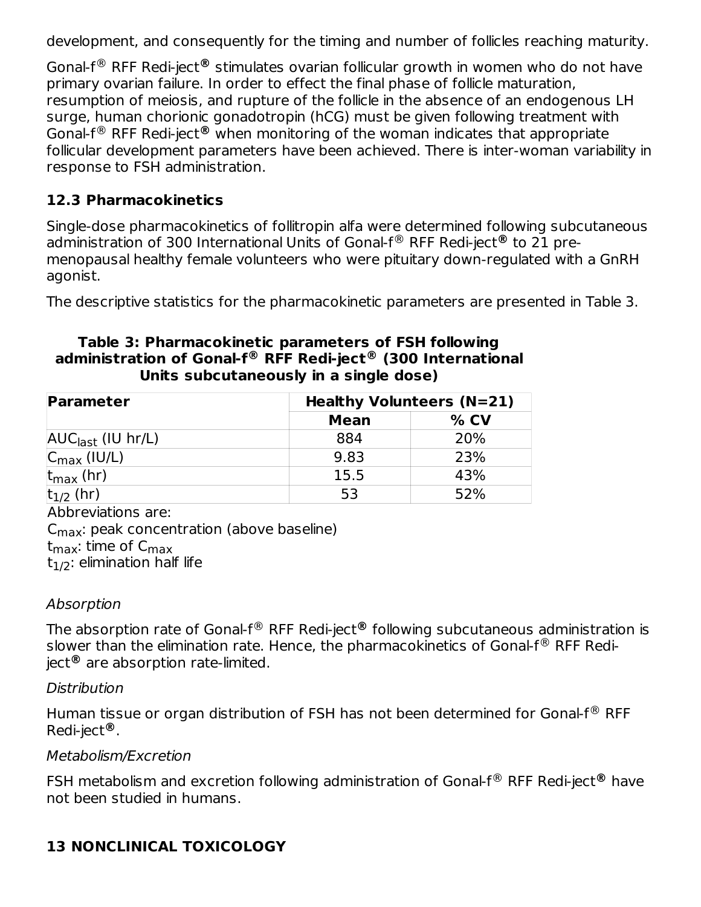development, and consequently for the timing and number of follicles reaching maturity.

Gonal-f® RFF Redi-ject® stimulates ovarian follicular growth in women who do not have primary ovarian failure. In order to effect the final phase of follicle maturation, resumption of meiosis, and rupture of the follicle in the absence of an endogenous LH surge, human chorionic gonadotropin (hCG) must be given following treatment with Gonal-f® RFF Redi-ject® when monitoring of the woman indicates that appropriate follicular development parameters have been achieved. There is inter-woman variability in response to FSH administration.

### 12.3 Pharmacokinetics

Single-dose pharmacokinetics of follitropin alfa were determined following subcutaneous administration of 300 International Units of Gonal-f® RFF Redi-ject® to 21 pre-menopausal healthy female volunteers who were pituitary down-regulated with a GnRH agonist.

The descriptive statistics for the pharmacokinetic parameters are presented in Table 3.

**Table 3: Pharmacokinetic parameters of FSH following administration of Gonal-f® RFF Redi-ject® (300 International Units subcutaneously in a single dose)**

| Parameter | Healthy Volunteers (N=21) | |
|---|---|---|
| | Mean | % CV |
| $AUC_{last}$ (IU hr/L) | 884 | 20% |
| $C_{max}$ (IU/L) | 9.83 | 23% |
| $t_{max}$ (hr) | 15.5 | 43% |
| $t_{1/2}$ (hr) | 53 | 52% |

Abbreviations are:
$C_{max}$: peak concentration (above baseline)
$t_{max}$: time of $C_{max}$
$t_{1/2}$: elimination half life

*Absorption*

The absorption rate of Gonal-f® RFF Redi-ject® following subcutaneous administration is slower than the elimination rate. Hence, the pharmacokinetics of Gonal-f® RFF Redi-ject® are absorption rate-limited.

*Distribution*

Human tissue or organ distribution of FSH has not been determined for Gonal-f® RFF Redi-ject®.

*Metabolism/Excretion*

FSH metabolism and excretion following administration of Gonal-f® RFF Redi-ject® have not been studied in humans.

## 13 NONCLINICAL TOXICOLOGY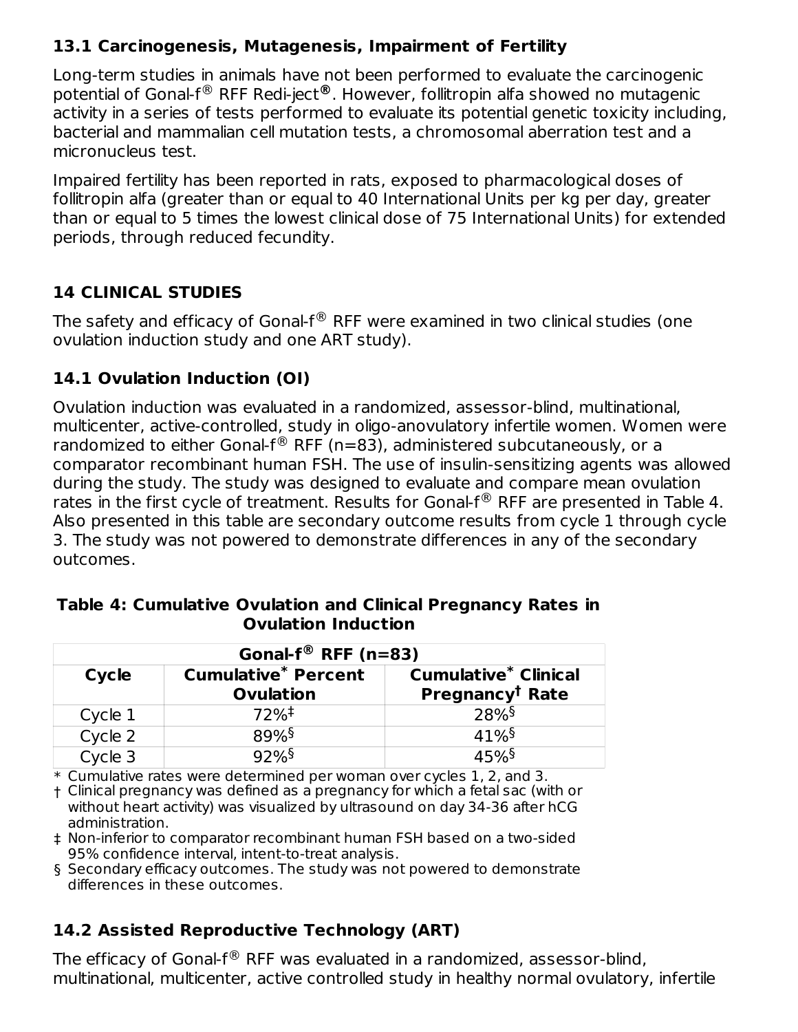### 13.1 Carcinogenesis, Mutagenesis, Impairment of Fertility

Long-term studies in animals have not been performed to evaluate the carcinogenic potential of Gonal-f® RFF Redi-ject®. However, follitropin alfa showed no mutagenic activity in a series of tests performed to evaluate its potential genetic toxicity including, bacterial and mammalian cell mutation tests, a chromosomal aberration test and a micronucleus test.

Impaired fertility has been reported in rats, exposed to pharmacological doses of follitropin alfa (greater than or equal to 40 International Units per kg per day, greater than or equal to 5 times the lowest clinical dose of 75 International Units) for extended periods, through reduced fecundity.

## 14 CLINICAL STUDIES

The safety and efficacy of Gonal-f® RFF were examined in two clinical studies (one ovulation induction study and one ART study).

### 14.1 Ovulation Induction (OI)

Ovulation induction was evaluated in a randomized, assessor-blind, multinational, multicenter, active-controlled, study in oligo-anovulatory infertile women. Women were randomized to either Gonal-f® RFF (n=83), administered subcutaneously, or a comparator recombinant human FSH. The use of insulin-sensitizing agents was allowed during the study. The study was designed to evaluate and compare mean ovulation rates in the first cycle of treatment. Results for Gonal-f® RFF are presented in Table 4. Also presented in this table are secondary outcome results from cycle 1 through cycle 3. The study was not powered to demonstrate differences in any of the secondary outcomes.

**Table 4: Cumulative Ovulation and Clinical Pregnancy Rates in Ovulation Induction**

| Gonal-f® RFF (n=83) | | |
|---|---|---|
| **Cycle** | **Cumulative* Percent Ovulation** | **Cumulative* Clinical Pregnancy† Rate** |
| Cycle 1 | 72%‡ | 28%§ |
| Cycle 2 | 89%§ | 41%§ |
| Cycle 3 | 92%§ | 45%§ |

\* Cumulative rates were determined per woman over cycles 1, 2, and 3.
† Clinical pregnancy was defined as a pregnancy for which a fetal sac (with or without heart activity) was visualized by ultrasound on day 34-36 after hCG administration.
‡ Non-inferior to comparator recombinant human FSH based on a two-sided 95% confidence interval, intent-to-treat analysis.
§ Secondary efficacy outcomes. The study was not powered to demonstrate differences in these outcomes.

### 14.2 Assisted Reproductive Technology (ART)

The efficacy of Gonal-f® RFF was evaluated in a randomized, assessor-blind, multinational, multicenter, active controlled study in healthy normal ovulatory, infertile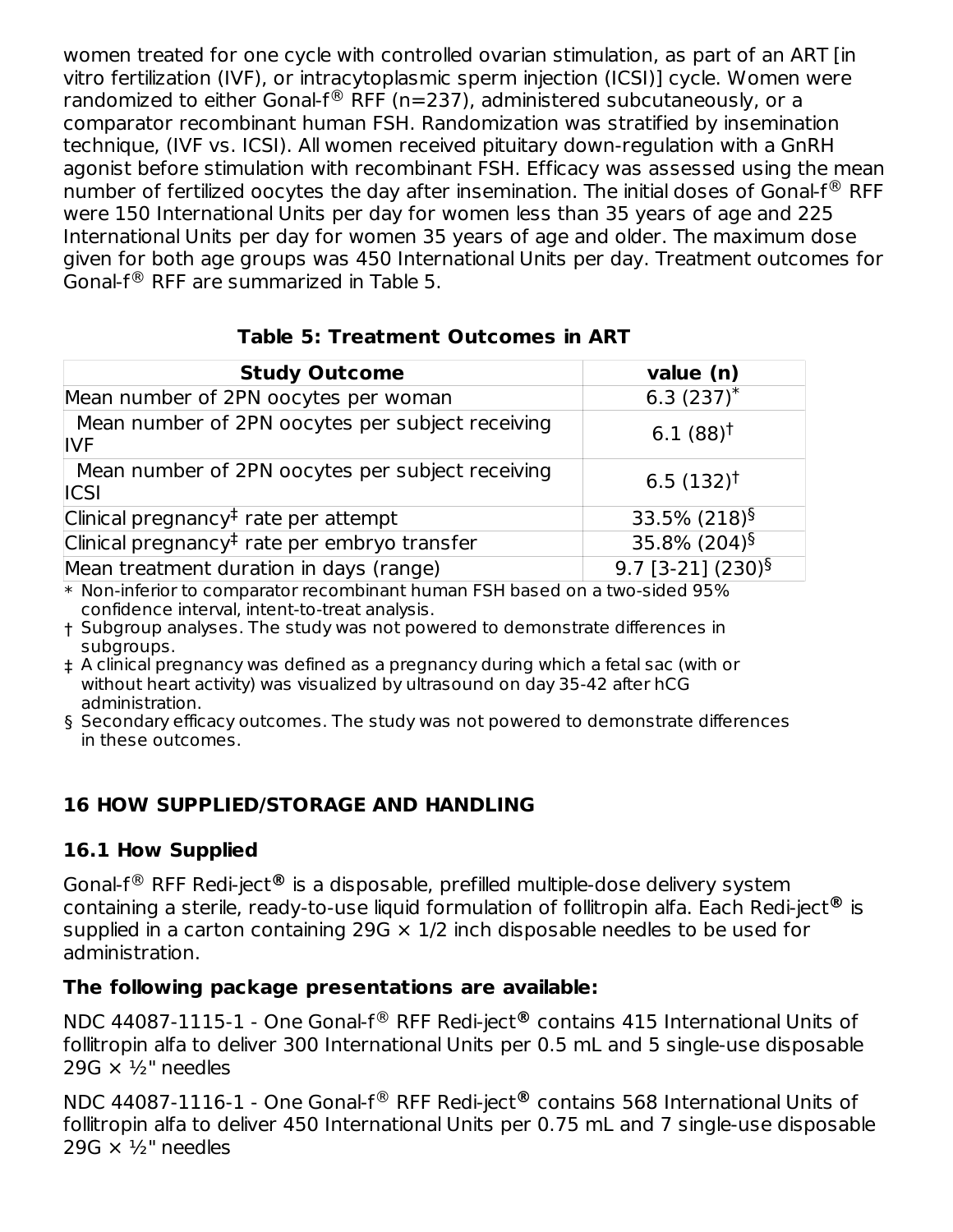women treated for one cycle with controlled ovarian stimulation, as part of an ART [in vitro fertilization (IVF), or intracytoplasmic sperm injection (ICSI)] cycle. Women were randomized to either Gonal-f® RFF (n=237), administered subcutaneously, or a comparator recombinant human FSH. Randomization was stratified by insemination technique, (IVF vs. ICSI). All women received pituitary down-regulation with a GnRH agonist before stimulation with recombinant FSH. Efficacy was assessed using the mean number of fertilized oocytes the day after insemination. The initial doses of Gonal-f® RFF were 150 International Units per day for women less than 35 years of age and 225 International Units per day for women 35 years of age and older. The maximum dose given for both age groups was 450 International Units per day. Treatment outcomes for Gonal-f® RFF are summarized in Table 5.

**Table 5: Treatment Outcomes in ART**

| Study Outcome | value (n) |
|---|---|
| Mean number of 2PN oocytes per woman | 6.3 (237)* |
| Mean number of 2PN oocytes per subject receiving IVF | 6.1 (88)† |
| Mean number of 2PN oocytes per subject receiving ICSI | 6.5 (132)† |
| Clinical pregnancy‡ rate per attempt | 33.5% (218)§ |
| Clinical pregnancy‡ rate per embryo transfer | 35.8% (204)§ |
| Mean treatment duration in days (range) | 9.7 [3-21] (230)§ |

\* Non-inferior to comparator recombinant human FSH based on a two-sided 95% confidence interval, intent-to-treat analysis.

† Subgroup analyses. The study was not powered to demonstrate differences in subgroups.

‡ A clinical pregnancy was defined as a pregnancy during which a fetal sac (with or without heart activity) was visualized by ultrasound on day 35-42 after hCG administration.

§ Secondary efficacy outcomes. The study was not powered to demonstrate differences in these outcomes.

## 16 HOW SUPPLIED/STORAGE AND HANDLING

### 16.1 How Supplied

Gonal-f® RFF Redi-ject® is a disposable, prefilled multiple-dose delivery system containing a sterile, ready-to-use liquid formulation of follitropin alfa. Each Redi-ject® is supplied in a carton containing 29G × 1/2 inch disposable needles to be used for administration.

**The following package presentations are available:**

NDC 44087-1115-1 - One Gonal-f® RFF Redi-ject® contains 415 International Units of follitropin alfa to deliver 300 International Units per 0.5 mL and 5 single-use disposable 29G × ½" needles

NDC 44087-1116-1 - One Gonal-f® RFF Redi-ject® contains 568 International Units of follitropin alfa to deliver 450 International Units per 0.75 mL and 7 single-use disposable 29G × ½" needles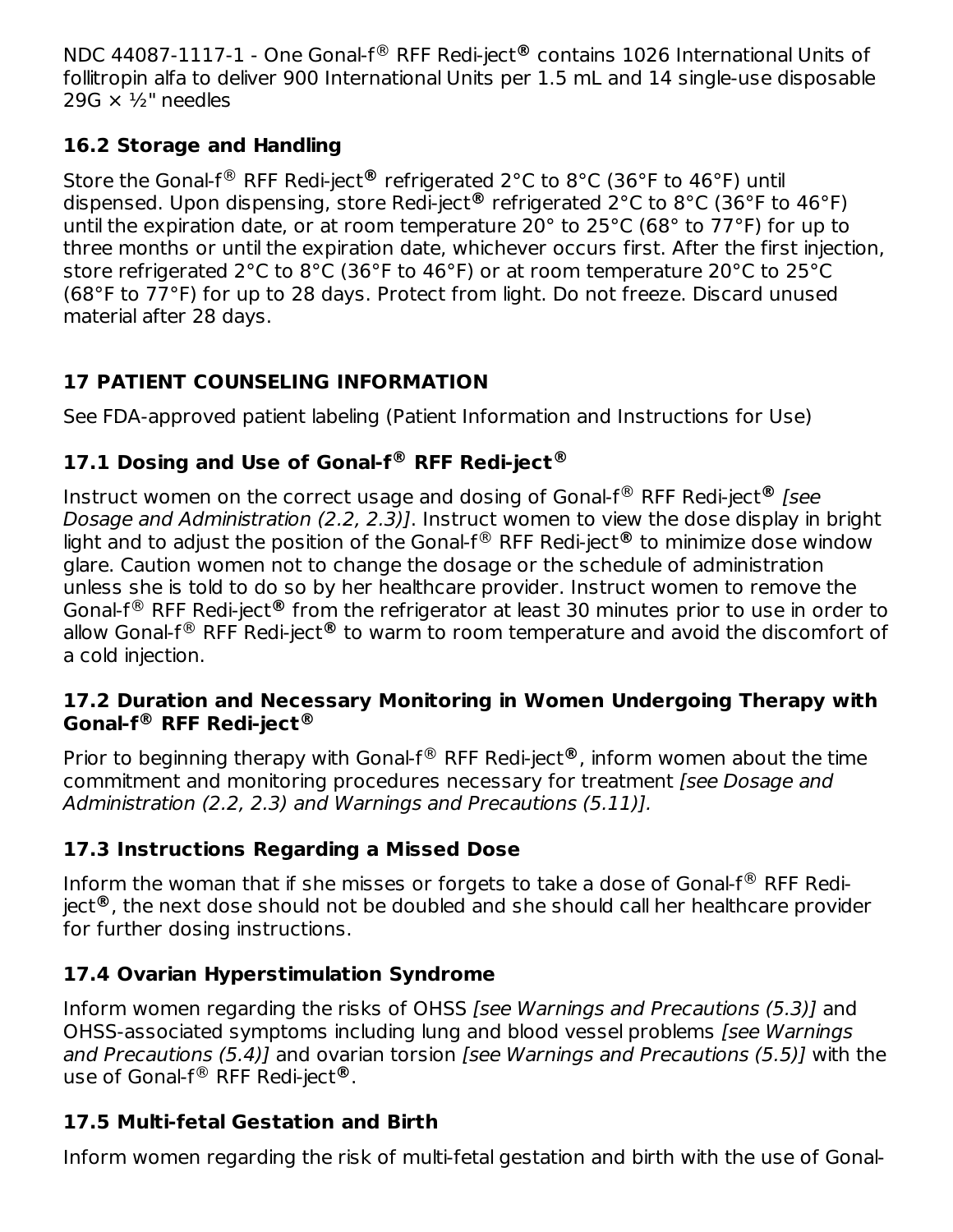NDC 44087-1117-1 - One Gonal-f® RFF Redi-ject® contains 1026 International Units of follitropin alfa to deliver 900 International Units per 1.5 mL and 14 single-use disposable 29G × ½" needles

### 16.2 Storage and Handling

Store the Gonal-f® RFF Redi-ject® refrigerated 2°C to 8°C (36°F to 46°F) until dispensed. Upon dispensing, store Redi-ject® refrigerated 2°C to 8°C (36°F to 46°F) until the expiration date, or at room temperature 20° to 25°C (68° to 77°F) for up to three months or until the expiration date, whichever occurs first. After the first injection, store refrigerated 2°C to 8°C (36°F to 46°F) or at room temperature 20°C to 25°C (68°F to 77°F) for up to 28 days. Protect from light. Do not freeze. Discard unused material after 28 days.

## 17 PATIENT COUNSELING INFORMATION

See FDA-approved patient labeling (Patient Information and Instructions for Use)

### 17.1 Dosing and Use of Gonal-f® RFF Redi-ject®

Instruct women on the correct usage and dosing of Gonal-f® RFF Redi-ject® *[see Dosage and Administration (2.2, 2.3)]*. Instruct women to view the dose display in bright light and to adjust the position of the Gonal-f® RFF Redi-ject® to minimize dose window glare. Caution women not to change the dosage or the schedule of administration unless she is told to do so by her healthcare provider. Instruct women to remove the Gonal-f® RFF Redi-ject® from the refrigerator at least 30 minutes prior to use in order to allow Gonal-f® RFF Redi-ject® to warm to room temperature and avoid the discomfort of a cold injection.

### 17.2 Duration and Necessary Monitoring in Women Undergoing Therapy with Gonal-f® RFF Redi-ject®

Prior to beginning therapy with Gonal-f® RFF Redi-ject®, inform women about the time commitment and monitoring procedures necessary for treatment *[see Dosage and Administration (2.2, 2.3) and Warnings and Precautions (5.11)].*

### 17.3 Instructions Regarding a Missed Dose

Inform the woman that if she misses or forgets to take a dose of Gonal-f® RFF Redi-ject®, the next dose should not be doubled and she should call her healthcare provider for further dosing instructions.

### 17.4 Ovarian Hyperstimulation Syndrome

Inform women regarding the risks of OHSS *[see Warnings and Precautions (5.3)]* and OHSS-associated symptoms including lung and blood vessel problems *[see Warnings and Precautions (5.4)]* and ovarian torsion *[see Warnings and Precautions (5.5)]* with the use of Gonal-f® RFF Redi-ject®.

### 17.5 Multi-fetal Gestation and Birth

Inform women regarding the risk of multi-fetal gestation and birth with the use of Gonal-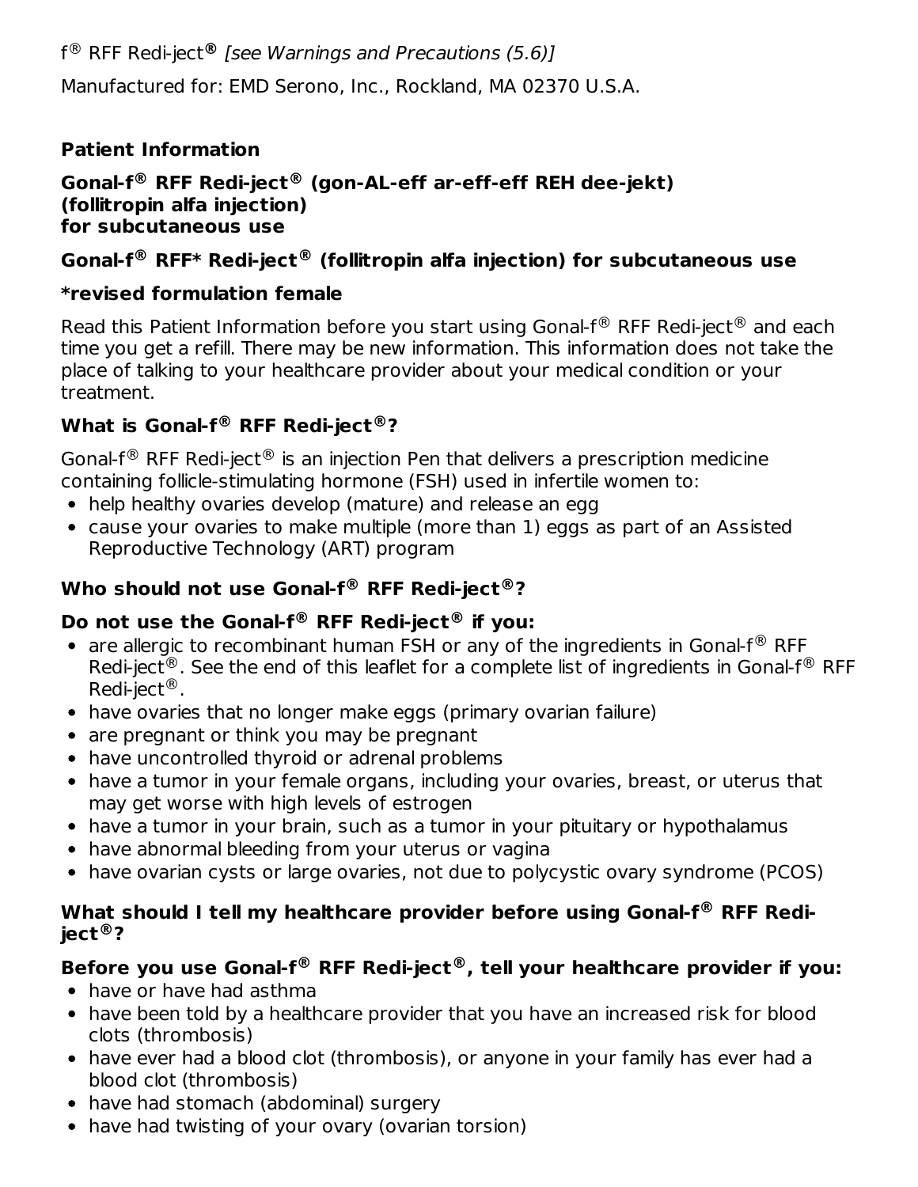f® RFF Redi-ject® *[see Warnings and Precautions (5.6)]*

Manufactured for: EMD Serono, Inc., Rockland, MA 02370 U.S.A.

## Patient Information

**Gonal-f® RFF Redi-ject® (gon-AL-eff ar-eff-eff REH dee-jekt)**
**(follitropin alfa injection)**
**for subcutaneous use**

**Gonal-f® RFF* Redi-ject® (follitropin alfa injection) for subcutaneous use**

***revised formulation female**

Read this Patient Information before you start using Gonal-f® RFF Redi-ject® and each time you get a refill. There may be new information. This information does not take the place of talking to your healthcare provider about your medical condition or your treatment.

### What is Gonal-f® RFF Redi-ject®?

Gonal-f® RFF Redi-ject® is an injection Pen that delivers a prescription medicine containing follicle-stimulating hormone (FSH) used in infertile women to:

- help healthy ovaries develop (mature) and release an egg
- cause your ovaries to make multiple (more than 1) eggs as part of an Assisted Reproductive Technology (ART) program

### Who should not use Gonal-f® RFF Redi-ject®?

**Do not use the Gonal-f® RFF Redi-ject® if you:**

- are allergic to recombinant human FSH or any of the ingredients in Gonal-f® RFF Redi-ject®. See the end of this leaflet for a complete list of ingredients in Gonal-f® RFF Redi-ject®.
- have ovaries that no longer make eggs (primary ovarian failure)
- are pregnant or think you may be pregnant
- have uncontrolled thyroid or adrenal problems
- have a tumor in your female organs, including your ovaries, breast, or uterus that may get worse with high levels of estrogen
- have a tumor in your brain, such as a tumor in your pituitary or hypothalamus
- have abnormal bleeding from your uterus or vagina
- have ovarian cysts or large ovaries, not due to polycystic ovary syndrome (PCOS)

### What should I tell my healthcare provider before using Gonal-f® RFF Redi-ject®?

**Before you use Gonal-f® RFF Redi-ject®, tell your healthcare provider if you:**

- have or have had asthma
- have been told by a healthcare provider that you have an increased risk for blood clots (thrombosis)
- have ever had a blood clot (thrombosis), or anyone in your family has ever had a blood clot (thrombosis)
- have had stomach (abdominal) surgery
- have had twisting of your ovary (ovarian torsion)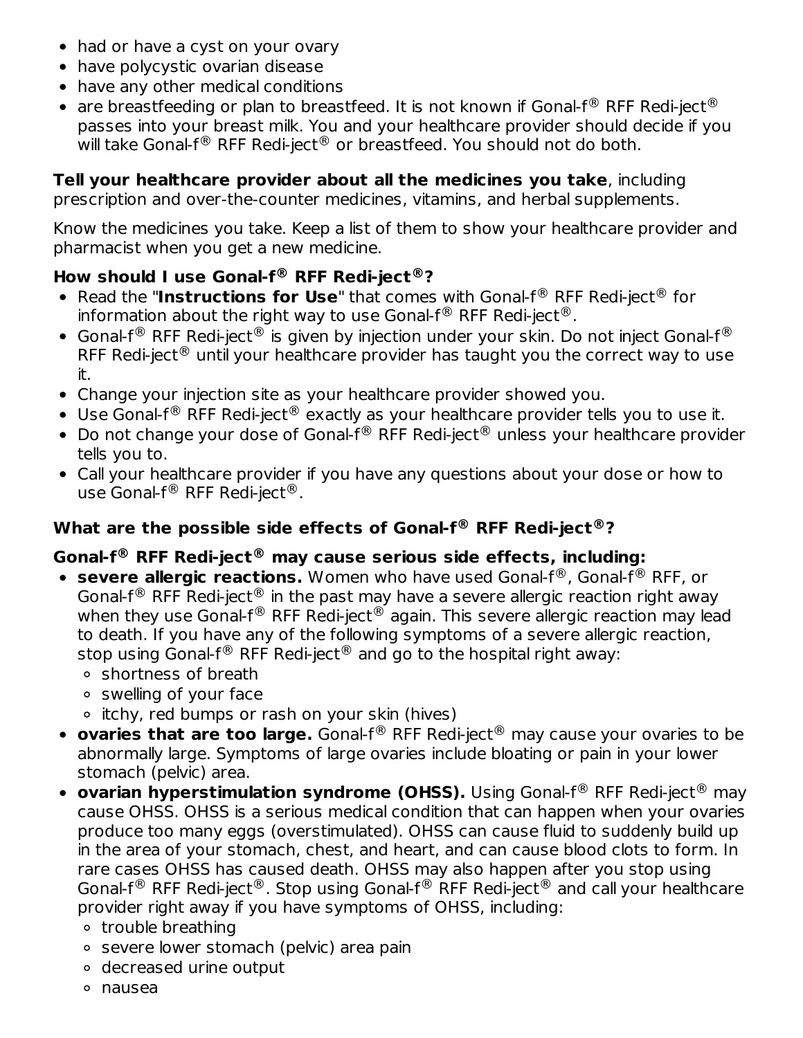- had or have a cyst on your ovary
- have polycystic ovarian disease
- have any other medical conditions
- are breastfeeding or plan to breastfeed. It is not known if Gonal-f® RFF Redi-ject® passes into your breast milk. You and your healthcare provider should decide if you will take Gonal-f® RFF Redi-ject® or breastfeed. You should not do both.

**Tell your healthcare provider about all the medicines you take**, including prescription and over-the-counter medicines, vitamins, and herbal supplements.

Know the medicines you take. Keep a list of them to show your healthcare provider and pharmacist when you get a new medicine.

**How should I use Gonal-f® RFF Redi-ject®?**

- Read the "**Instructions for Use**" that comes with Gonal-f® RFF Redi-ject® for information about the right way to use Gonal-f® RFF Redi-ject®.
- Gonal-f® RFF Redi-ject® is given by injection under your skin. Do not inject Gonal-f® RFF Redi-ject® until your healthcare provider has taught you the correct way to use it.
- Change your injection site as your healthcare provider showed you.
- Use Gonal-f® RFF Redi-ject® exactly as your healthcare provider tells you to use it.
- Do not change your dose of Gonal-f® RFF Redi-ject® unless your healthcare provider tells you to.
- Call your healthcare provider if you have any questions about your dose or how to use Gonal-f® RFF Redi-ject®.

**What are the possible side effects of Gonal-f® RFF Redi-ject®?**

**Gonal-f® RFF Redi-ject® may cause serious side effects, including:**

- **severe allergic reactions.** Women who have used Gonal-f®, Gonal-f® RFF, or Gonal-f® RFF Redi-ject® in the past may have a severe allergic reaction right away when they use Gonal-f® RFF Redi-ject® again. This severe allergic reaction may lead to death. If you have any of the following symptoms of a severe allergic reaction, stop using Gonal-f® RFF Redi-ject® and go to the hospital right away:
  - shortness of breath
  - swelling of your face
  - itchy, red bumps or rash on your skin (hives)
- **ovaries that are too large.** Gonal-f® RFF Redi-ject® may cause your ovaries to be abnormally large. Symptoms of large ovaries include bloating or pain in your lower stomach (pelvic) area.
- **ovarian hyperstimulation syndrome (OHSS).** Using Gonal-f® RFF Redi-ject® may cause OHSS. OHSS is a serious medical condition that can happen when your ovaries produce too many eggs (overstimulated). OHSS can cause fluid to suddenly build up in the area of your stomach, chest, and heart, and can cause blood clots to form. In rare cases OHSS has caused death. OHSS may also happen after you stop using Gonal-f® RFF Redi-ject®. Stop using Gonal-f® RFF Redi-ject® and call your healthcare provider right away if you have symptoms of OHSS, including:
  - trouble breathing
  - severe lower stomach (pelvic) area pain
  - decreased urine output
  - nausea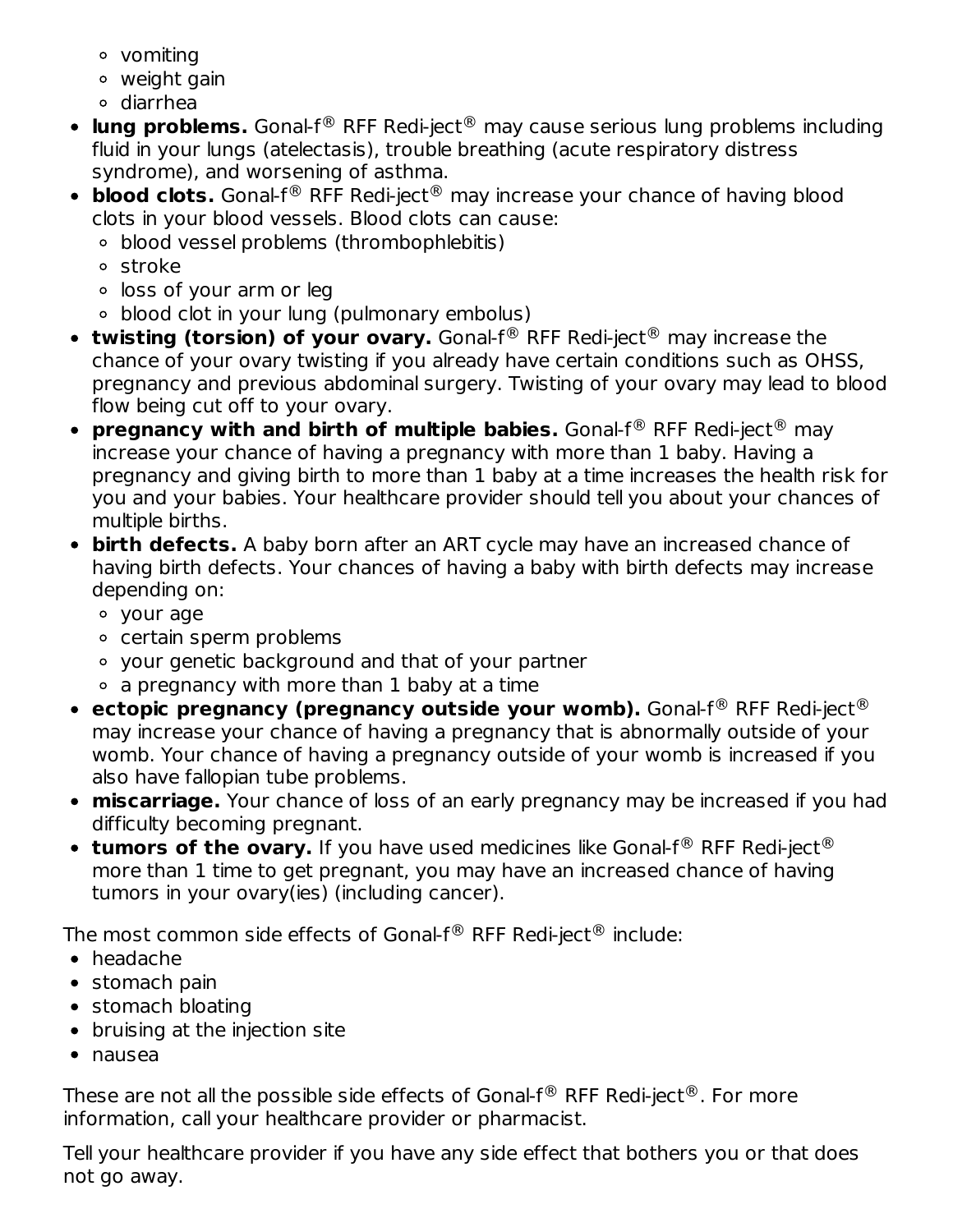- vomiting
  - weight gain
  - diarrhea
- **lung problems.** Gonal-f® RFF Redi-ject® may cause serious lung problems including fluid in your lungs (atelectasis), trouble breathing (acute respiratory distress syndrome), and worsening of asthma.
- **blood clots.** Gonal-f® RFF Redi-ject® may increase your chance of having blood clots in your blood vessels. Blood clots can cause:
  - blood vessel problems (thrombophlebitis)
  - stroke
  - loss of your arm or leg
  - blood clot in your lung (pulmonary embolus)
- **twisting (torsion) of your ovary.** Gonal-f® RFF Redi-ject® may increase the chance of your ovary twisting if you already have certain conditions such as OHSS, pregnancy and previous abdominal surgery. Twisting of your ovary may lead to blood flow being cut off to your ovary.
- **pregnancy with and birth of multiple babies.** Gonal-f® RFF Redi-ject® may increase your chance of having a pregnancy with more than 1 baby. Having a pregnancy and giving birth to more than 1 baby at a time increases the health risk for you and your babies. Your healthcare provider should tell you about your chances of multiple births.
- **birth defects.** A baby born after an ART cycle may have an increased chance of having birth defects. Your chances of having a baby with birth defects may increase depending on:
  - your age
  - certain sperm problems
  - your genetic background and that of your partner
  - a pregnancy with more than 1 baby at a time
- **ectopic pregnancy (pregnancy outside your womb).** Gonal-f® RFF Redi-ject® may increase your chance of having a pregnancy that is abnormally outside of your womb. Your chance of having a pregnancy outside of your womb is increased if you also have fallopian tube problems.
- **miscarriage.** Your chance of loss of an early pregnancy may be increased if you had difficulty becoming pregnant.
- **tumors of the ovary.** If you have used medicines like Gonal-f® RFF Redi-ject® more than 1 time to get pregnant, you may have an increased chance of having tumors in your ovary(ies) (including cancer).

The most common side effects of Gonal-f® RFF Redi-ject® include:

- headache
- stomach pain
- stomach bloating
- bruising at the injection site
- nausea

These are not all the possible side effects of Gonal-f® RFF Redi-ject®. For more information, call your healthcare provider or pharmacist.

Tell your healthcare provider if you have any side effect that bothers you or that does not go away.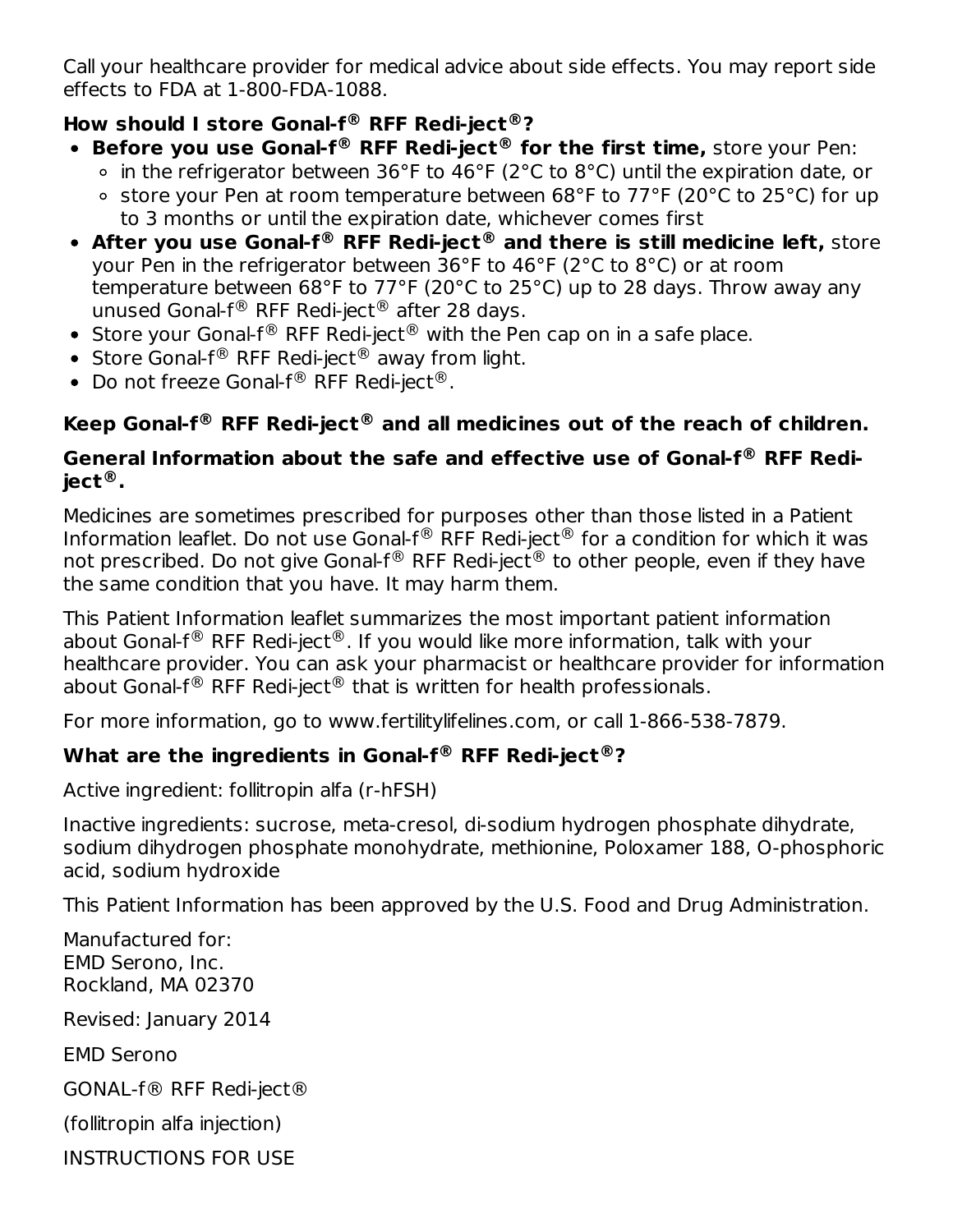Call your healthcare provider for medical advice about side effects. You may report side effects to FDA at 1-800-FDA-1088.

### How should I store Gonal-f® RFF Redi-ject®?

- **Before you use Gonal-f® RFF Redi-ject® for the first time,** store your Pen:
  - in the refrigerator between 36°F to 46°F (2°C to 8°C) until the expiration date, or
  - store your Pen at room temperature between 68°F to 77°F (20°C to 25°C) for up to 3 months or until the expiration date, whichever comes first
- **After you use Gonal-f® RFF Redi-ject® and there is still medicine left,** store your Pen in the refrigerator between 36°F to 46°F (2°C to 8°C) or at room temperature between 68°F to 77°F (20°C to 25°C) up to 28 days. Throw away any unused Gonal-f® RFF Redi-ject® after 28 days.
- Store your Gonal-f® RFF Redi-ject® with the Pen cap on in a safe place.
- Store Gonal-f® RFF Redi-ject® away from light.
- Do not freeze Gonal-f® RFF Redi-ject®.

**Keep Gonal-f® RFF Redi-ject® and all medicines out of the reach of children.**

### General Information about the safe and effective use of Gonal-f® RFF Redi-ject®.

Medicines are sometimes prescribed for purposes other than those listed in a Patient Information leaflet. Do not use Gonal-f® RFF Redi-ject® for a condition for which it was not prescribed. Do not give Gonal-f® RFF Redi-ject® to other people, even if they have the same condition that you have. It may harm them.

This Patient Information leaflet summarizes the most important patient information about Gonal-f® RFF Redi-ject®. If you would like more information, talk with your healthcare provider. You can ask your pharmacist or healthcare provider for information about Gonal-f® RFF Redi-ject® that is written for health professionals.

For more information, go to www.fertilitylifelines.com, or call 1-866-538-7879.

### What are the ingredients in Gonal-f® RFF Redi-ject®?

Active ingredient: follitropin alfa (r-hFSH)

Inactive ingredients: sucrose, meta-cresol, di-sodium hydrogen phosphate dihydrate, sodium dihydrogen phosphate monohydrate, methionine, Poloxamer 188, O-phosphoric acid, sodium hydroxide

This Patient Information has been approved by the U.S. Food and Drug Administration.

Manufactured for:
EMD Serono, Inc.
Rockland, MA 02370

Revised: January 2014

EMD Serono

GONAL-f® RFF Redi-ject®

(follitropin alfa injection)

INSTRUCTIONS FOR USE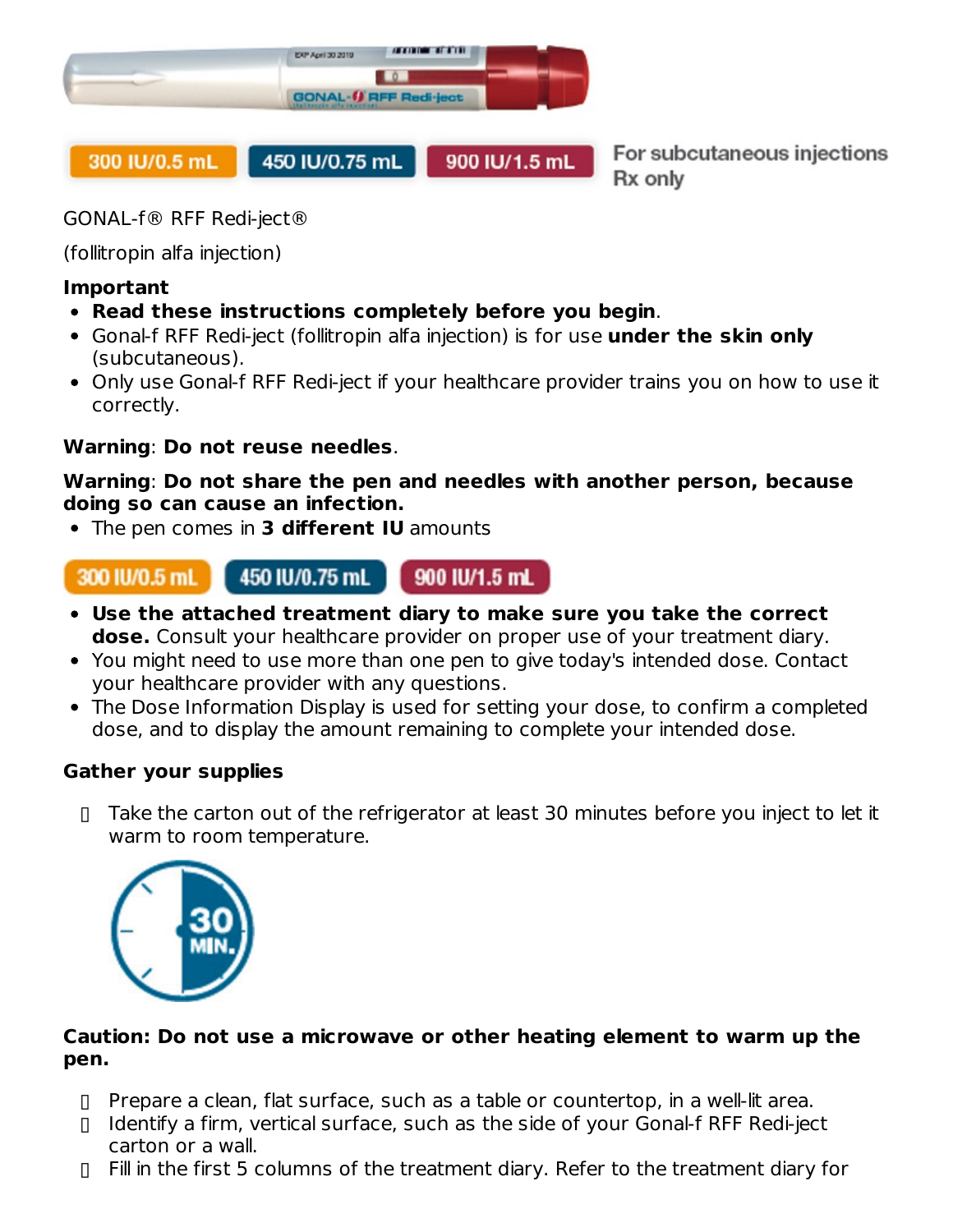300 IU/0.5 mL | 450 IU/0.75 mL | 900 IU/1.5 mL

For subcutaneous injections
Rx only

GONAL-f® RFF Redi-ject®

(follitropin alfa injection)

**Important**

- **Read these instructions completely before you begin**.
- Gonal-f RFF Redi-ject (follitropin alfa injection) is for use **under the skin only** (subcutaneous).
- Only use Gonal-f RFF Redi-ject if your healthcare provider trains you on how to use it correctly.

**Warning**: **Do not reuse needles**.

**Warning**: **Do not share the pen and needles with another person, because doing so can cause an infection.**

- The pen comes in **3 different IU** amounts

300 IU/0.5 mL | 450 IU/0.75 mL | 900 IU/1.5 mL

- **Use the attached treatment diary to make sure you take the correct dose.** Consult your healthcare provider on proper use of your treatment diary.
- You might need to use more than one pen to give today's intended dose. Contact your healthcare provider with any questions.
- The Dose Information Display is used for setting your dose, to confirm a completed dose, and to display the amount remaining to complete your intended dose.

**Gather your supplies**

- Take the carton out of the refrigerator at least 30 minutes before you inject to let it warm to room temperature.

30 MIN.

**Caution: Do not use a microwave or other heating element to warm up the pen.**

- Prepare a clean, flat surface, such as a table or countertop, in a well-lit area.
- Identify a firm, vertical surface, such as the side of your Gonal-f RFF Redi-ject carton or a wall.
- Fill in the first 5 columns of the treatment diary. Refer to the treatment diary for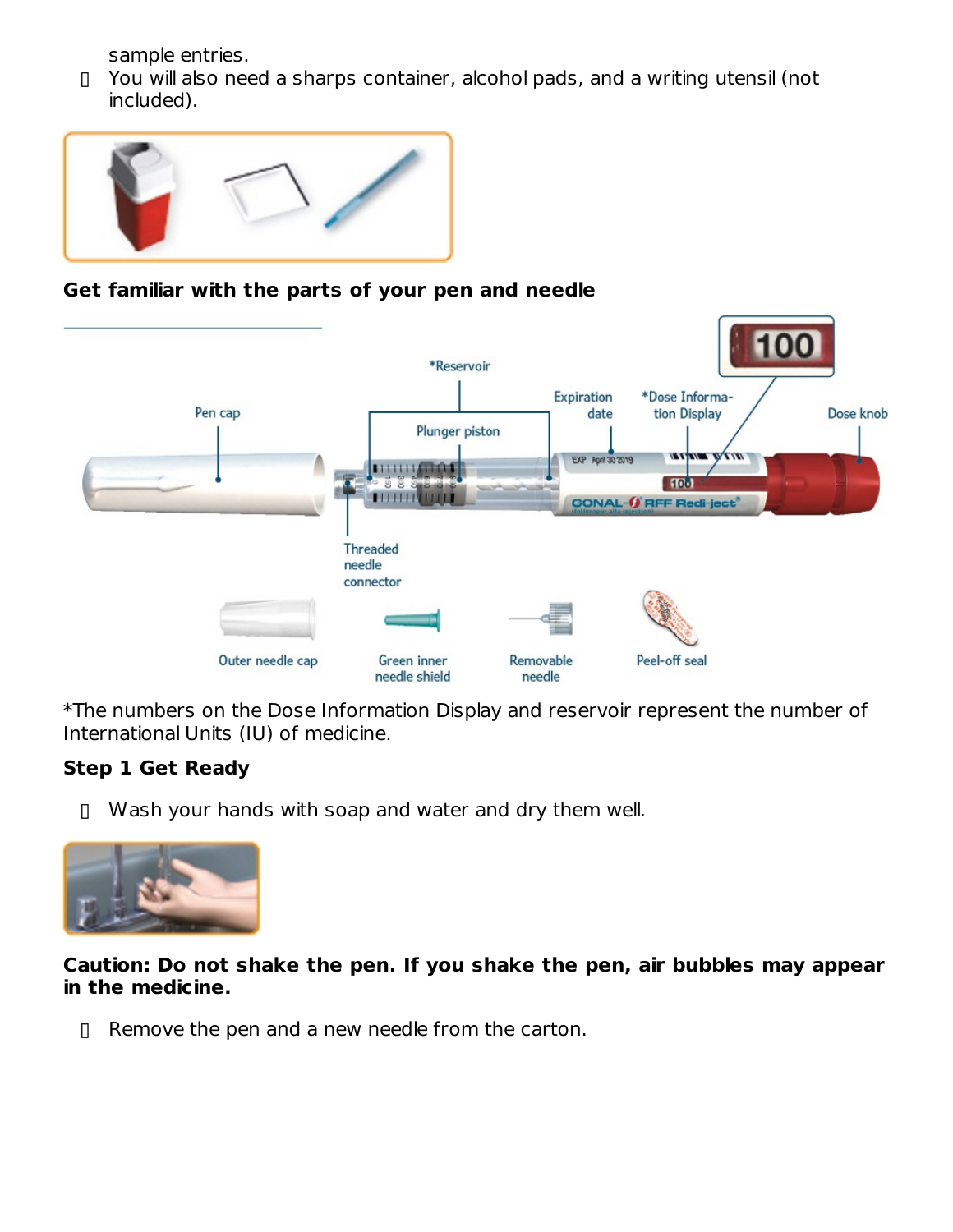sample entries.

- You will also need a sharps container, alcohol pads, and a writing utensil (not included).

**Get familiar with the parts of your pen and needle**

*Reservoir

Pen cap

Plunger piston

Expiration date

*Dose Information Display

Dose knob

Threaded needle connector

Outer needle cap

Green inner needle shield

Removable needle

Peel-off seal

*The numbers on the Dose Information Display and reservoir represent the number of International Units (IU) of medicine.

**Step 1 Get Ready**

- Wash your hands with soap and water and dry them well.

**Caution: Do not shake the pen. If you shake the pen, air bubbles may appear in the medicine.**

- Remove the pen and a new needle from the carton.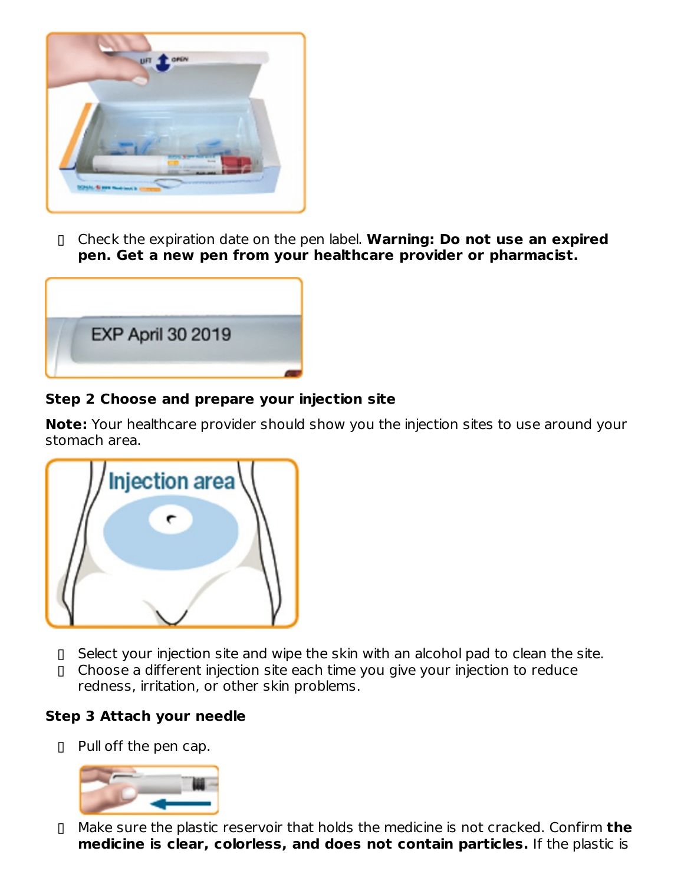- Check the expiration date on the pen label. **Warning: Do not use an expired pen. Get a new pen from your healthcare provider or pharmacist.**

**Step 2 Choose and prepare your injection site**

**Note:** Your healthcare provider should show you the injection sites to use around your stomach area.

- Select your injection site and wipe the skin with an alcohol pad to clean the site.
- Choose a different injection site each time you give your injection to reduce redness, irritation, or other skin problems.

**Step 3 Attach your needle**

- Pull off the pen cap.
- Make sure the plastic reservoir that holds the medicine is not cracked. Confirm **the medicine is clear, colorless, and does not contain particles.** If the plastic is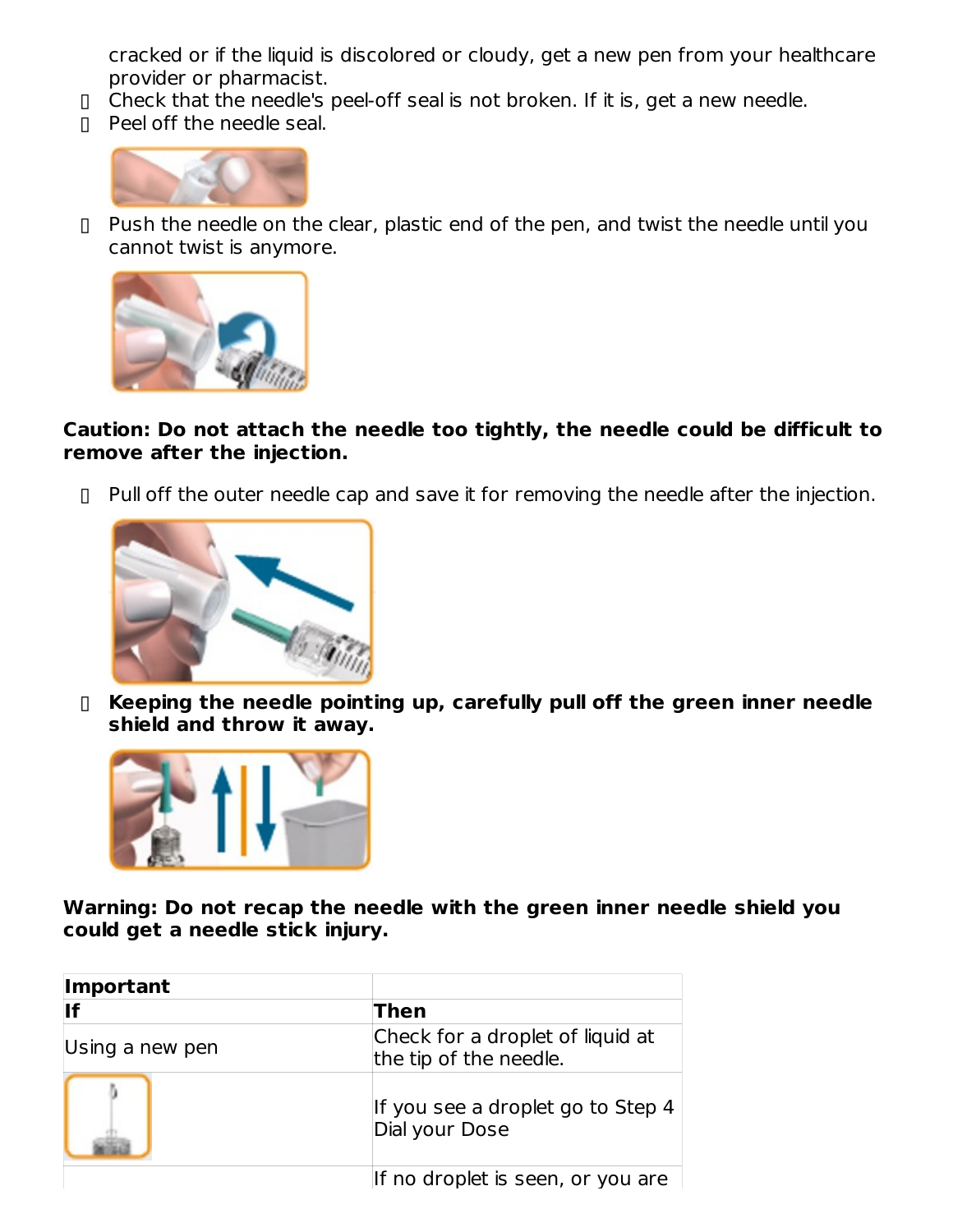cracked or if the liquid is discolored or cloudy, get a new pen from your healthcare provider or pharmacist.

- Check that the needle's peel-off seal is not broken. If it is, get a new needle.
- Peel off the needle seal.
- Push the needle on the clear, plastic end of the pen, and twist the needle until you cannot twist is anymore.

**Caution: Do not attach the needle too tightly, the needle could be difficult to remove after the injection.**

- Pull off the outer needle cap and save it for removing the needle after the injection.
- **Keeping the needle pointing up, carefully pull off the green inner needle shield and throw it away.**

**Warning: Do not recap the needle with the green inner needle shield you could get a needle stick injury.**

| Important | |
|---|---|
| **If** | **Then** |
| Using a new pen | Check for a droplet of liquid at the tip of the needle. |
| | If you see a droplet go to Step 4 Dial your Dose |
| | If no droplet is seen, or you are |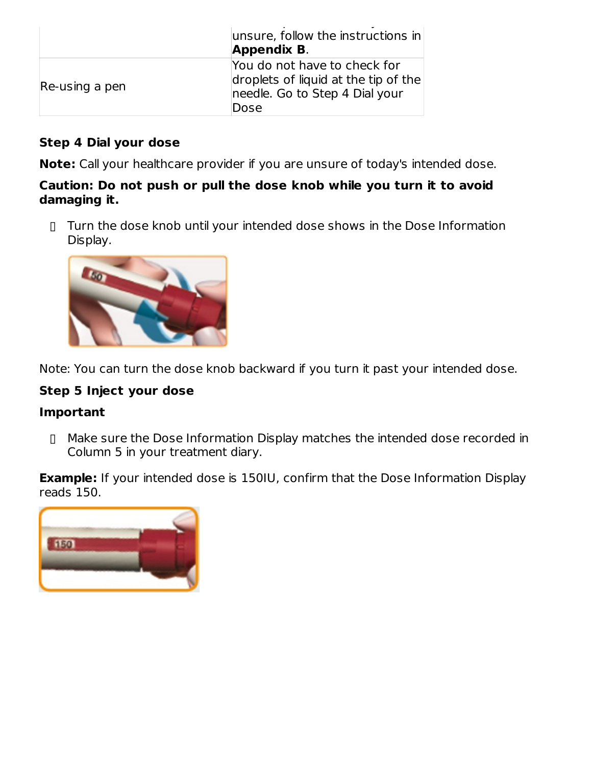| | unsure, follow the instructions in **Appendix B**. |
| --- | --- |
| Re-using a pen | You do not have to check for droplets of liquid at the tip of the needle. Go to Step 4 Dial your Dose |

**Step 4 Dial your dose**

**Note:** Call your healthcare provider if you are unsure of today's intended dose.

**Caution: Do not push or pull the dose knob while you turn it to avoid damaging it.**

- Turn the dose knob until your intended dose shows in the Dose Information Display.

Note: You can turn the dose knob backward if you turn it past your intended dose.

**Step 5 Inject your dose**

**Important**

- Make sure the Dose Information Display matches the intended dose recorded in Column 5 in your treatment diary.

**Example:** If your intended dose is 150IU, confirm that the Dose Information Display reads 150.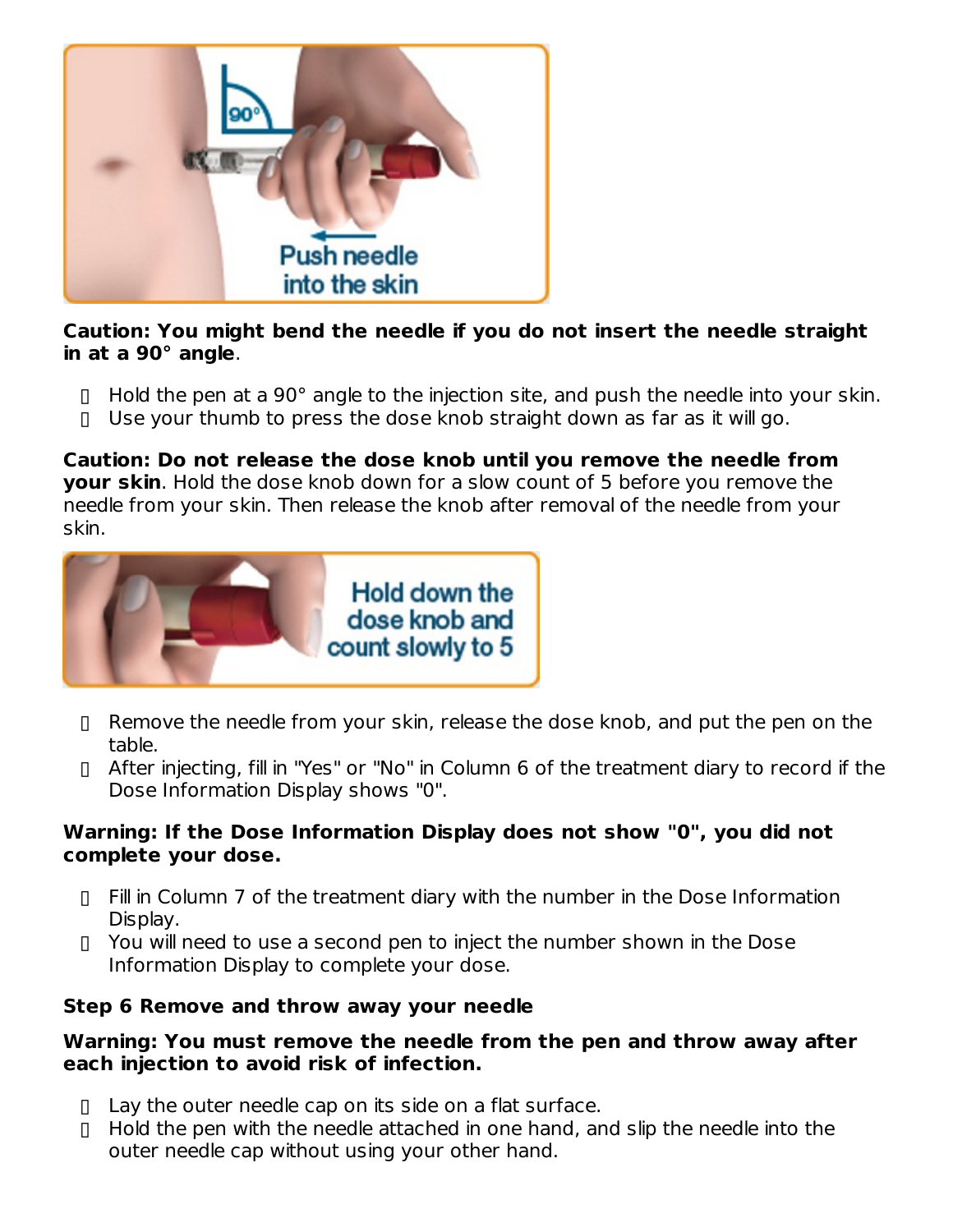**Caution: You might bend the needle if you do not insert the needle straight in at a 90° angle**.

- Hold the pen at a 90° angle to the injection site, and push the needle into your skin.
- Use your thumb to press the dose knob straight down as far as it will go.

**Caution: Do not release the dose knob until you remove the needle from your skin**. Hold the dose knob down for a slow count of 5 before you remove the needle from your skin. Then release the knob after removal of the needle from your skin.

- Remove the needle from your skin, release the dose knob, and put the pen on the table.
- After injecting, fill in "Yes" or "No" in Column 6 of the treatment diary to record if the Dose Information Display shows "0".

**Warning: If the Dose Information Display does not show "0", you did not complete your dose.**

- Fill in Column 7 of the treatment diary with the number in the Dose Information Display.
- You will need to use a second pen to inject the number shown in the Dose Information Display to complete your dose.

**Step 6 Remove and throw away your needle**

**Warning: You must remove the needle from the pen and throw away after each injection to avoid risk of infection.**

- Lay the outer needle cap on its side on a flat surface.
- Hold the pen with the needle attached in one hand, and slip the needle into the outer needle cap without using your other hand.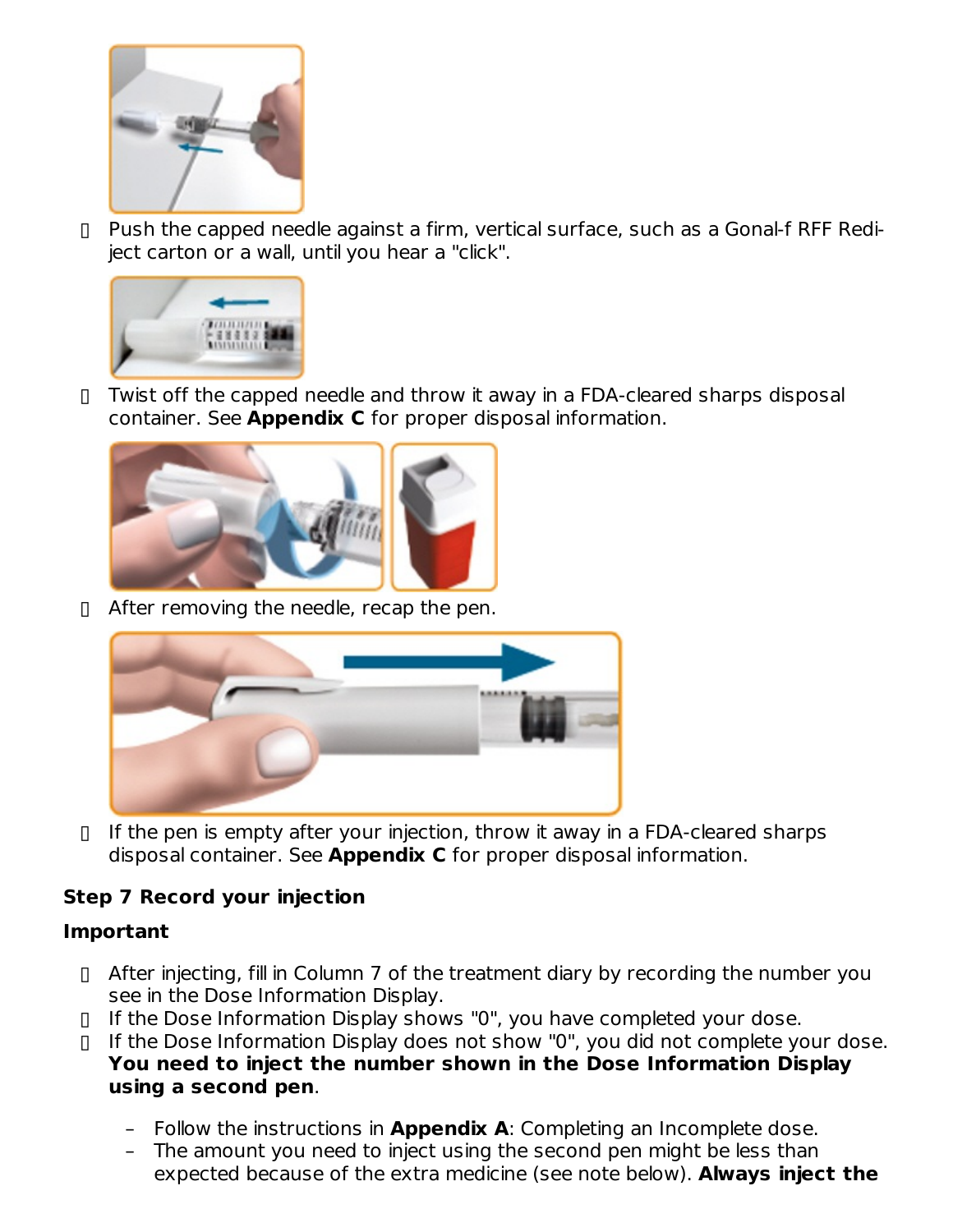- Push the capped needle against a firm, vertical surface, such as a Gonal-f RFF Redi-ject carton or a wall, until you hear a "click".
- Twist off the capped needle and throw it away in a FDA-cleared sharps disposal container. See **Appendix C** for proper disposal information.
- After removing the needle, recap the pen.
- If the pen is empty after your injection, throw it away in a FDA-cleared sharps disposal container. See **Appendix C** for proper disposal information.

**Step 7 Record your injection**

**Important**

- After injecting, fill in Column 7 of the treatment diary by recording the number you see in the Dose Information Display.
- If the Dose Information Display shows "0", you have completed your dose.
- If the Dose Information Display does not show "0", you did not complete your dose. **You need to inject the number shown in the Dose Information Display using a second pen**.
  - Follow the instructions in **Appendix A**: Completing an Incomplete dose.
  - The amount you need to inject using the second pen might be less than expected because of the extra medicine (see note below). **Always inject the**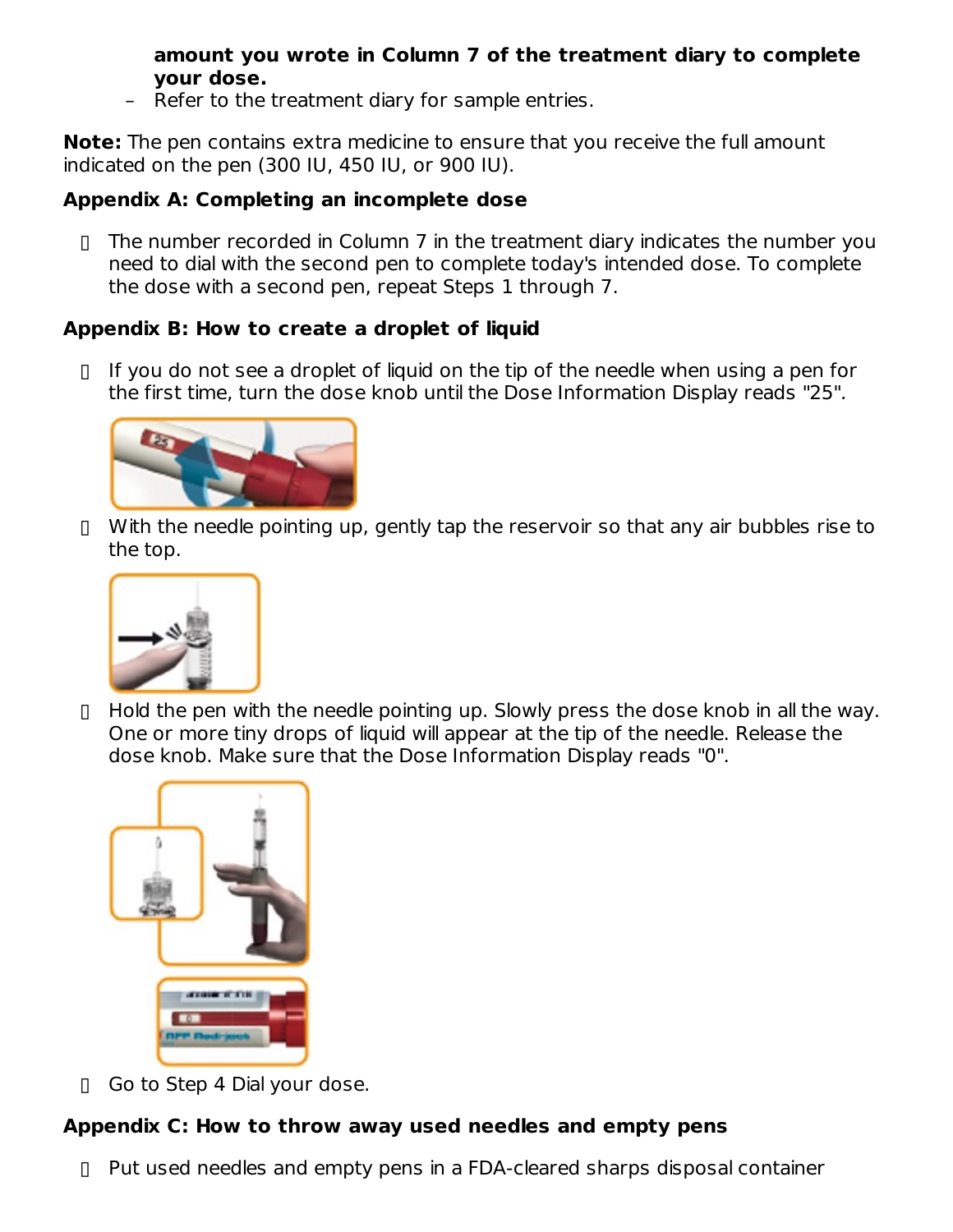**amount you wrote in Column 7 of the treatment diary to complete your dose.**
  - Refer to the treatment diary for sample entries.

**Note:** The pen contains extra medicine to ensure that you receive the full amount indicated on the pen (300 IU, 450 IU, or 900 IU).

**Appendix A: Completing an incomplete dose**

- The number recorded in Column 7 in the treatment diary indicates the number you need to dial with the second pen to complete today's intended dose. To complete the dose with a second pen, repeat Steps 1 through 7.

**Appendix B: How to create a droplet of liquid**

- If you do not see a droplet of liquid on the tip of the needle when using a pen for the first time, turn the dose knob until the Dose Information Display reads "25".
- With the needle pointing up, gently tap the reservoir so that any air bubbles rise to the top.
- Hold the pen with the needle pointing up. Slowly press the dose knob in all the way. One or more tiny drops of liquid will appear at the tip of the needle. Release the dose knob. Make sure that the Dose Information Display reads "0".
- Go to Step 4 Dial your dose.

**Appendix C: How to throw away used needles and empty pens**

- Put used needles and empty pens in a FDA-cleared sharps disposal container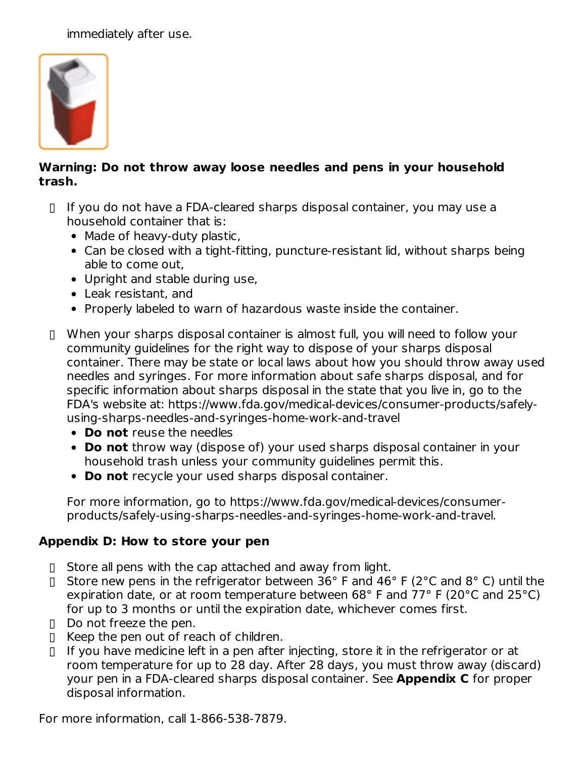immediately after use.

**Warning: Do not throw away loose needles and pens in your household trash.**

- If you do not have a FDA-cleared sharps disposal container, you may use a household container that is:
  - Made of heavy-duty plastic,
  - Can be closed with a tight-fitting, puncture-resistant lid, without sharps being able to come out,
  - Upright and stable during use,
  - Leak resistant, and
  - Properly labeled to warn of hazardous waste inside the container.

- When your sharps disposal container is almost full, you will need to follow your community guidelines for the right way to dispose of your sharps disposal container. There may be state or local laws about how you should throw away used needles and syringes. For more information about safe sharps disposal, and for specific information about sharps disposal in the state that you live in, go to the FDA's website at: https://www.fda.gov/medical-devices/consumer-products/safely-using-sharps-needles-and-syringes-home-work-and-travel
  - **Do not** reuse the needles
  - **Do not** throw way (dispose of) your used sharps disposal container in your household trash unless your community guidelines permit this.
  - **Do not** recycle your used sharps disposal container.

  For more information, go to https://www.fda.gov/medical-devices/consumer-products/safely-using-sharps-needles-and-syringes-home-work-and-travel.

**Appendix D: How to store your pen**

- Store all pens with the cap attached and away from light.
- Store new pens in the refrigerator between 36° F and 46° F (2°C and 8° C) until the expiration date, or at room temperature between 68° F and 77° F (20°C and 25°C) for up to 3 months or until the expiration date, whichever comes first.
- Do not freeze the pen.
- Keep the pen out of reach of children.
- If you have medicine left in a pen after injecting, store it in the refrigerator or at room temperature for up to 28 day. After 28 days, you must throw away (discard) your pen in a FDA-cleared sharps disposal container. See **Appendix C** for proper disposal information.

For more information, call 1-866-538-7879.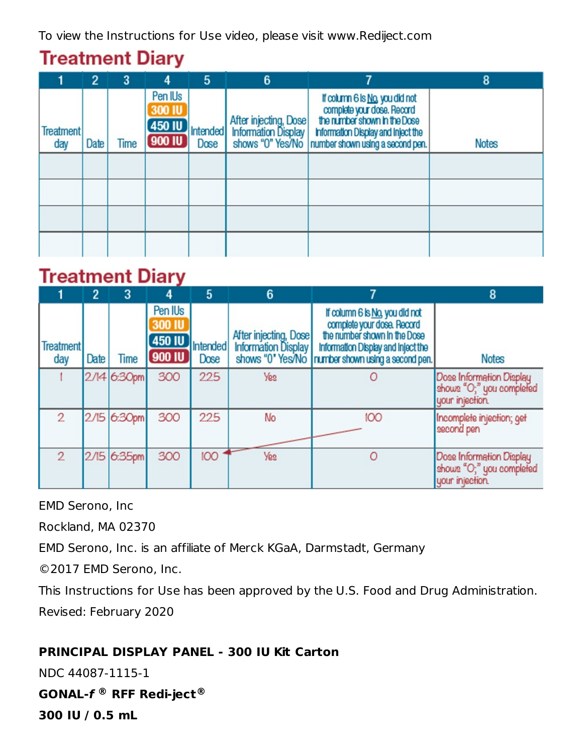To view the Instructions for Use video, please visit www.Rediject.com

## Treatment Diary

| 1 | 2 | 3 | 4 | 5 | 6 | 7 | 8 |
|---|---|---|---|---|---|---|---|
| Treatment day | Date | Time | Pen IUs 300 IU 450 IU 900 IU | Intended Dose | After injecting, Dose Information Display shows "0" Yes/No | If column 6 is No, you did not complete your dose. Record the number shown in the Dose Information Display and inject the number shown using a second pen. | Notes |
| | | | | | | | |
| | | | | | | | |
| | | | | | | | |
| | | | | | | | |

## Treatment Diary

| 1 | 2 | 3 | 4 | 5 | 6 | 7 | 8 |
|---|---|---|---|---|---|---|---|
| Treatment day | Date | Time | Pen IUs 300 IU 450 IU 900 IU | Intended Dose | After injecting, Dose Information Display shows "0" Yes/No | If column 6 is No, you did not complete your dose. Record the number shown in the Dose Information Display and inject the number shown using a second pen. | Notes |
| 1 | 2/14 | 6:30pm | 300 | 225 | Yes | 0 | Dose Information Display shows "0;" you completed your injection. |
| 2 | 2/15 | 6:30pm | 300 | 225 | No | 100 | Incomplete injection; get second pen |
| 2 | 2/15 | 6:35pm | 300 | 100 | Yes | 0 | Dose Information Display shows "0;" you completed your injection. |

EMD Serono, Inc

Rockland, MA 02370

EMD Serono, Inc. is an affiliate of Merck KGaA, Darmstadt, Germany

©2017 EMD Serono, Inc.

This Instructions for Use has been approved by the U.S. Food and Drug Administration.

Revised: February 2020

**PRINCIPAL DISPLAY PANEL - 300 IU Kit Carton**

NDC 44087-1115-1

**GONAL-*f* ® RFF Redi-ject®**

**300 IU / 0.5 mL**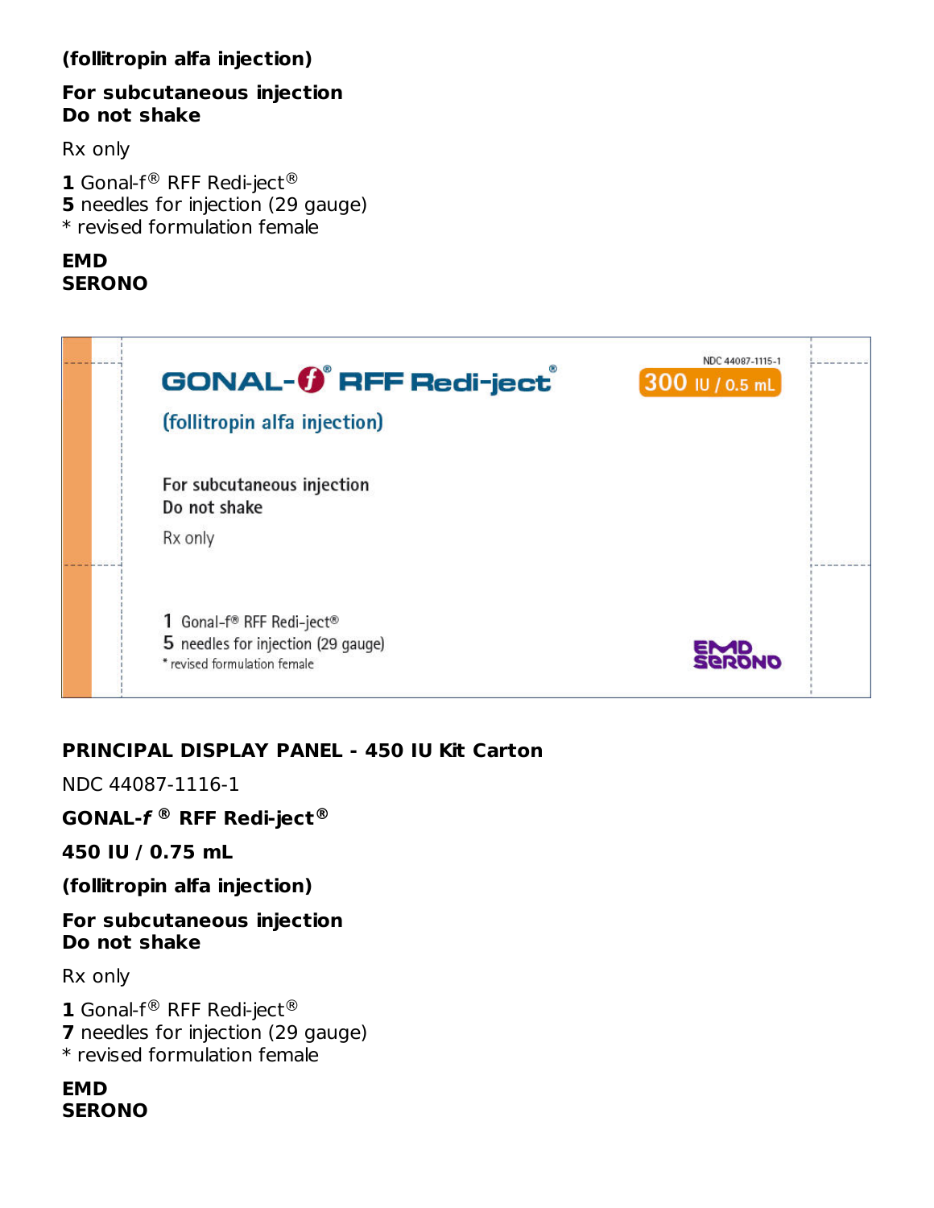**(follitropin alfa injection)**

**For subcutaneous injection**
**Do not shake**

Rx only

**1** Gonal-f® RFF Redi-ject®
**5** needles for injection (29 gauge)
* revised formulation female

**EMD**
**SERONO**

**PRINCIPAL DISPLAY PANEL - 450 IU Kit Carton**

NDC 44087-1116-1

**GONAL-*f* ® RFF Redi-ject®**

**450 IU / 0.75 mL**

**(follitropin alfa injection)**

**For subcutaneous injection**
**Do not shake**

Rx only

**1** Gonal-f® RFF Redi-ject®
**7** needles for injection (29 gauge)
* revised formulation female

**EMD**
**SERONO**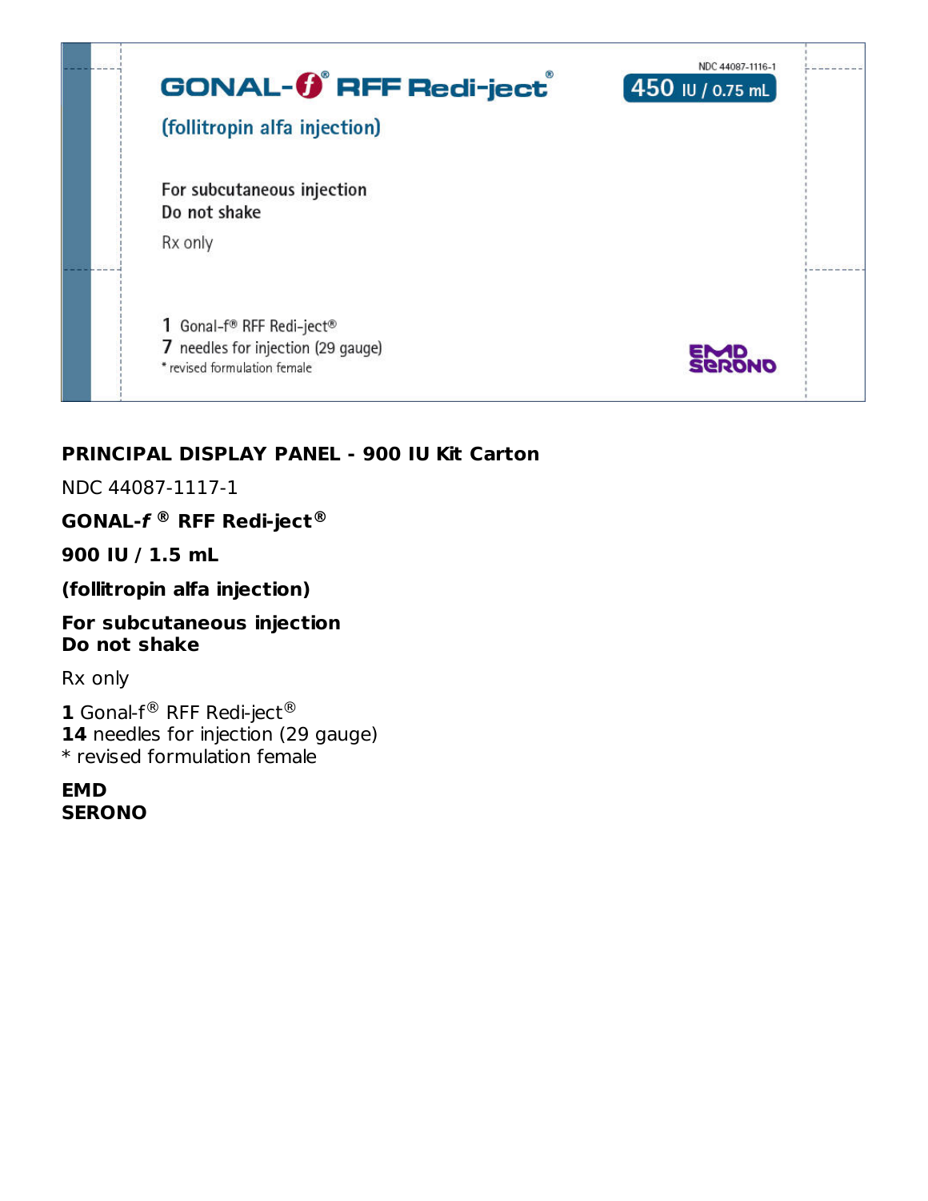NDC 44087-1116-1

**GONAL-*f*® RFF Redi-ject®**

**450 IU / 0.75 mL**

(follitropin alfa injection)

For subcutaneous injection
Do not shake

Rx only

**1** Gonal-f® RFF Redi-ject®
**7** needles for injection (29 gauge)
* revised formulation female

EMD SERONO

**PRINCIPAL DISPLAY PANEL - 900 IU Kit Carton**

NDC 44087-1117-1

**GONAL-*f* ® RFF Redi-ject®**

**900 IU / 1.5 mL**

**(follitropin alfa injection)**

**For subcutaneous injection**
**Do not shake**

Rx only

**1** Gonal-f® RFF Redi-ject®
**14** needles for injection (29 gauge)
* revised formulation female

**EMD**
**SERONO**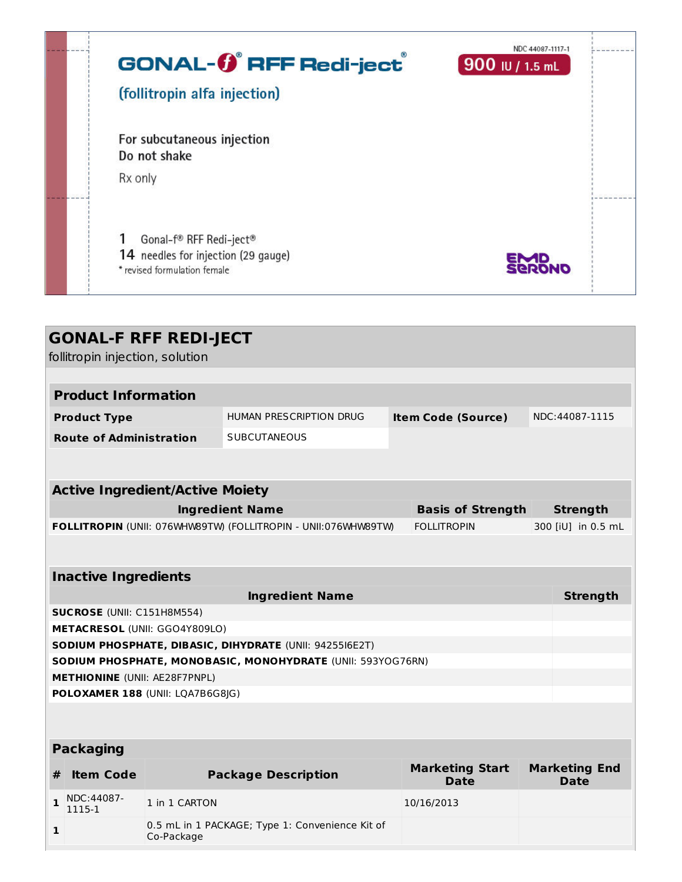NDC 44087-1117-1

GONAL-f® RFF Redi-ject®

**900 IU / 1.5 mL**

(follitropin alfa injection)

For subcutaneous injection
Do not shake

Rx only

1 Gonal-f® RFF Redi-ject®
14 needles for injection (29 gauge)
* revised formulation female

EMD SERONO

## GONAL-F RFF REDI-JECT

follitropin injection, solution

### Product Information

| Product Type | HUMAN PRESCRIPTION DRUG | Item Code (Source) | NDC:44087-1115 |
|---|---|---|---|
| Route of Administration | SUBCUTANEOUS | | |

### Active Ingredient/Active Moiety

| Ingredient Name | Basis of Strength | Strength |
|---|---|---|
| **FOLLITROPIN** (UNII: 076WHW89TW) (FOLLITROPIN - UNII:076WHW89TW) | FOLLITROPIN | 300 [iU] in 0.5 mL |

### Inactive Ingredients

| Ingredient Name | Strength |
|---|---|
| **SUCROSE** (UNII: C151H8M554) | |
| **METACRESOL** (UNII: GGO4Y809LO) | |
| **SODIUM PHOSPHATE, DIBASIC, DIHYDRATE** (UNII: 94255I6E2T) | |
| **SODIUM PHOSPHATE, MONOBASIC, MONOHYDRATE** (UNII: 593YOG76RN) | |
| **METHIONINE** (UNII: AE28F7PNPL) | |
| **POLOXAMER 188** (UNII: LQA7B6G8JG) | |

### Packaging

| # | Item Code | Package Description | Marketing Start Date | Marketing End Date |
|---|---|---|---|---|
| 1 | NDC:44087-1115-1 | 1 in 1 CARTON | 10/16/2013 | |
| 1 | | 0.5 mL in 1 PACKAGE; Type 1: Convenience Kit of Co-Package | | |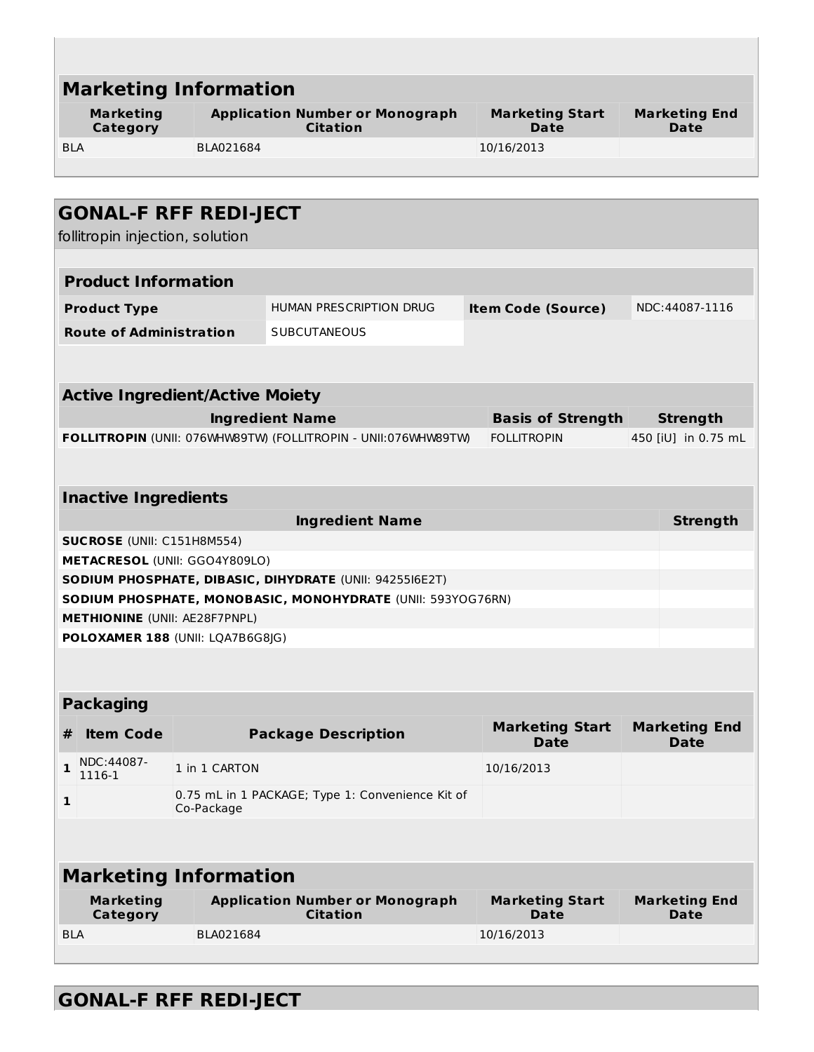## Marketing Information

| Marketing Category | Application Number or Monograph Citation | Marketing Start Date | Marketing End Date |
|---|---|---|---|
| BLA | BLA021684 | 10/16/2013 | |

## GONAL-F RFF REDI-JECT

follitropin injection, solution

### Product Information

| | | | |
|---|---|---|---|
| **Product Type** | HUMAN PRESCRIPTION DRUG | **Item Code (Source)** | NDC:44087-1116 |
| **Route of Administration** | SUBCUTANEOUS | | |

### Active Ingredient/Active Moiety

| Ingredient Name | Basis of Strength | Strength |
|---|---|---|
| **FOLLITROPIN** (UNII: 076WHW89TW) (FOLLITROPIN - UNII:076WHW89TW) | FOLLITROPIN | 450 [iU] in 0.75 mL |

### Inactive Ingredients

| Ingredient Name | Strength |
|---|---|
| **SUCROSE** (UNII: C151H8M554) | |
| **METACRESOL** (UNII: GGO4Y809LO) | |
| **SODIUM PHOSPHATE, DIBASIC, DIHYDRATE** (UNII: 94255I6E2T) | |
| **SODIUM PHOSPHATE, MONOBASIC, MONOHYDRATE** (UNII: 593YOG76RN) | |
| **METHIONINE** (UNII: AE28F7PNPL) | |
| **POLOXAMER 188** (UNII: LQA7B6G8JG) | |

### Packaging

| # | Item Code | Package Description | Marketing Start Date | Marketing End Date |
|---|---|---|---|---|
| 1 | NDC:44087-1116-1 | 1 in 1 CARTON | 10/16/2013 | |
| 1 | | 0.75 mL in 1 PACKAGE; Type 1: Convenience Kit of Co-Package | | |

## Marketing Information

| Marketing Category | Application Number or Monograph Citation | Marketing Start Date | Marketing End Date |
|---|---|---|---|
| BLA | BLA021684 | 10/16/2013 | |

## GONAL-F RFF REDI-JECT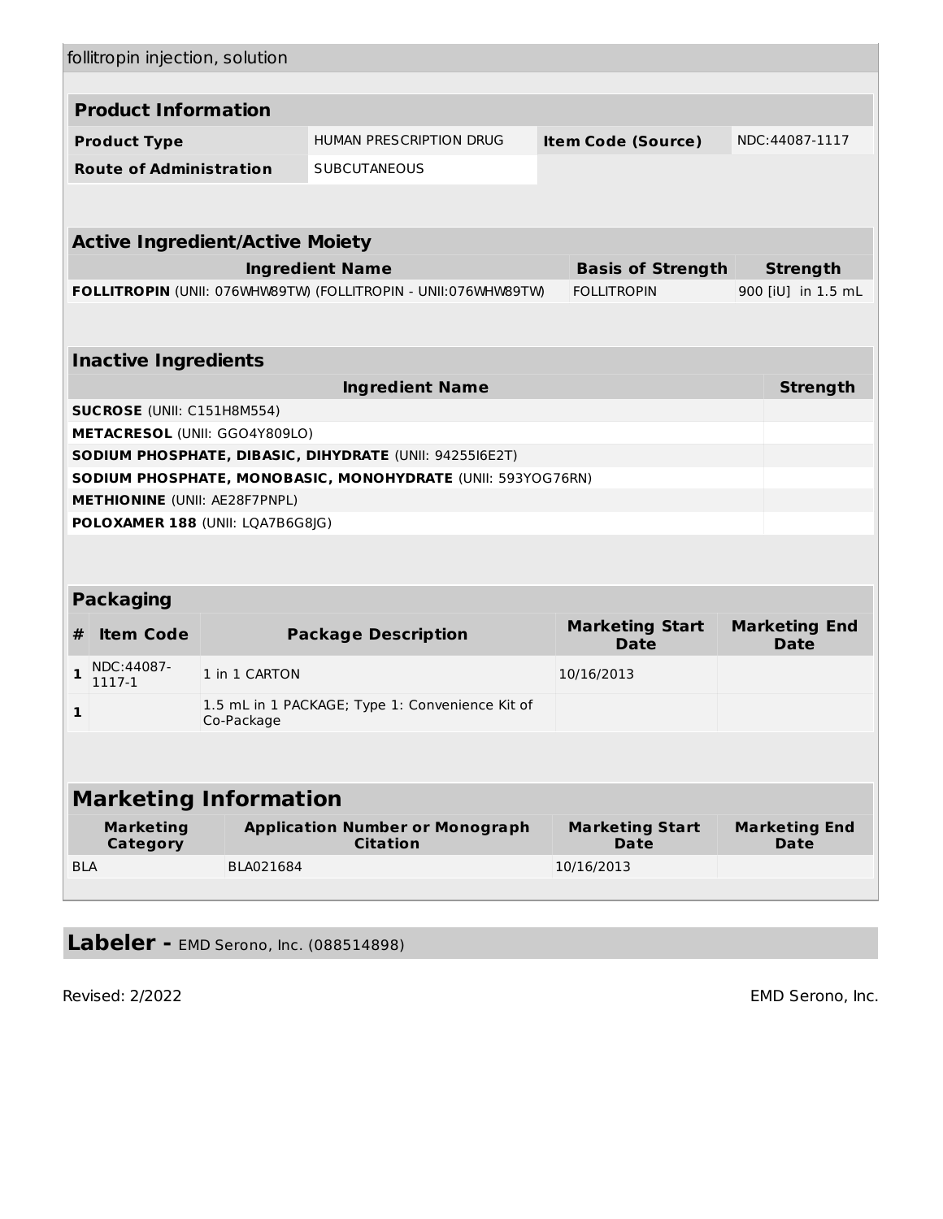follitropin injection, solution

| **Product Information** | | | |
|---|---|---|---|
| **Product Type** | HUMAN PRESCRIPTION DRUG | **Item Code (Source)** | NDC:44087-1117 |
| **Route of Administration** | SUBCUTANEOUS | | |

| **Active Ingredient/Active Moiety** | | |
|---|---|---|
| **Ingredient Name** | **Basis of Strength** | **Strength** |
| **FOLLITROPIN** (UNII: 076WHW89TW) (FOLLITROPIN - UNII:076WHW89TW) | FOLLITROPIN | 900 [iU] in 1.5 mL |

| **Inactive Ingredients** | |
|---|---|
| **Ingredient Name** | **Strength** |
| **SUCROSE** (UNII: C151H8M554) | |
| **METACRESOL** (UNII: GGO4Y809LO) | |
| **SODIUM PHOSPHATE, DIBASIC, DIHYDRATE** (UNII: 94255I6E2T) | |
| **SODIUM PHOSPHATE, MONOBASIC, MONOHYDRATE** (UNII: 593YOG76RN) | |
| **METHIONINE** (UNII: AE28F7PNPL) | |
| **POLOXAMER 188** (UNII: LQA7B6G8JG) | |

| **Packaging** | | | | |
|---|---|---|---|---|
| **#** | **Item Code** | **Package Description** | **Marketing Start Date** | **Marketing End Date** |
| **1** | NDC:44087-1117-1 | 1 in 1 CARTON | 10/16/2013 | |
| **1** | | 1.5 mL in 1 PACKAGE; Type 1: Convenience Kit of Co-Package | | |

| **Marketing Information** | | | |
|---|---|---|---|
| **Marketing Category** | **Application Number or Monograph Citation** | **Marketing Start Date** | **Marketing End Date** |
| BLA | BLA021684 | 10/16/2013 | |

## Labeler - EMD Serono, Inc. (088514898)

Revised: 2/2022

EMD Serono, Inc.